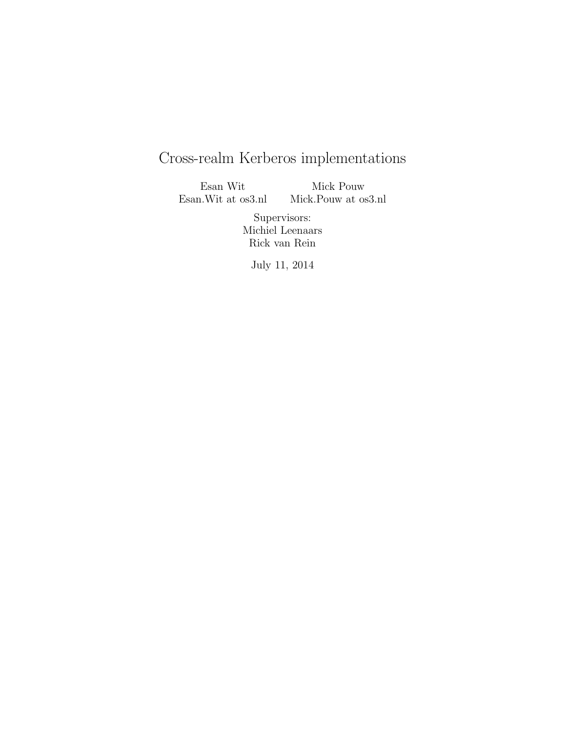# Cross-realm Kerberos implementations

Esan Wit  
Esan.Wit at os3.nl

Mick Pouw  
Mick.Pouw at os3.nl

Supervisors:  
Michiel Leenaars  
Rick van Rein

July 11, 2014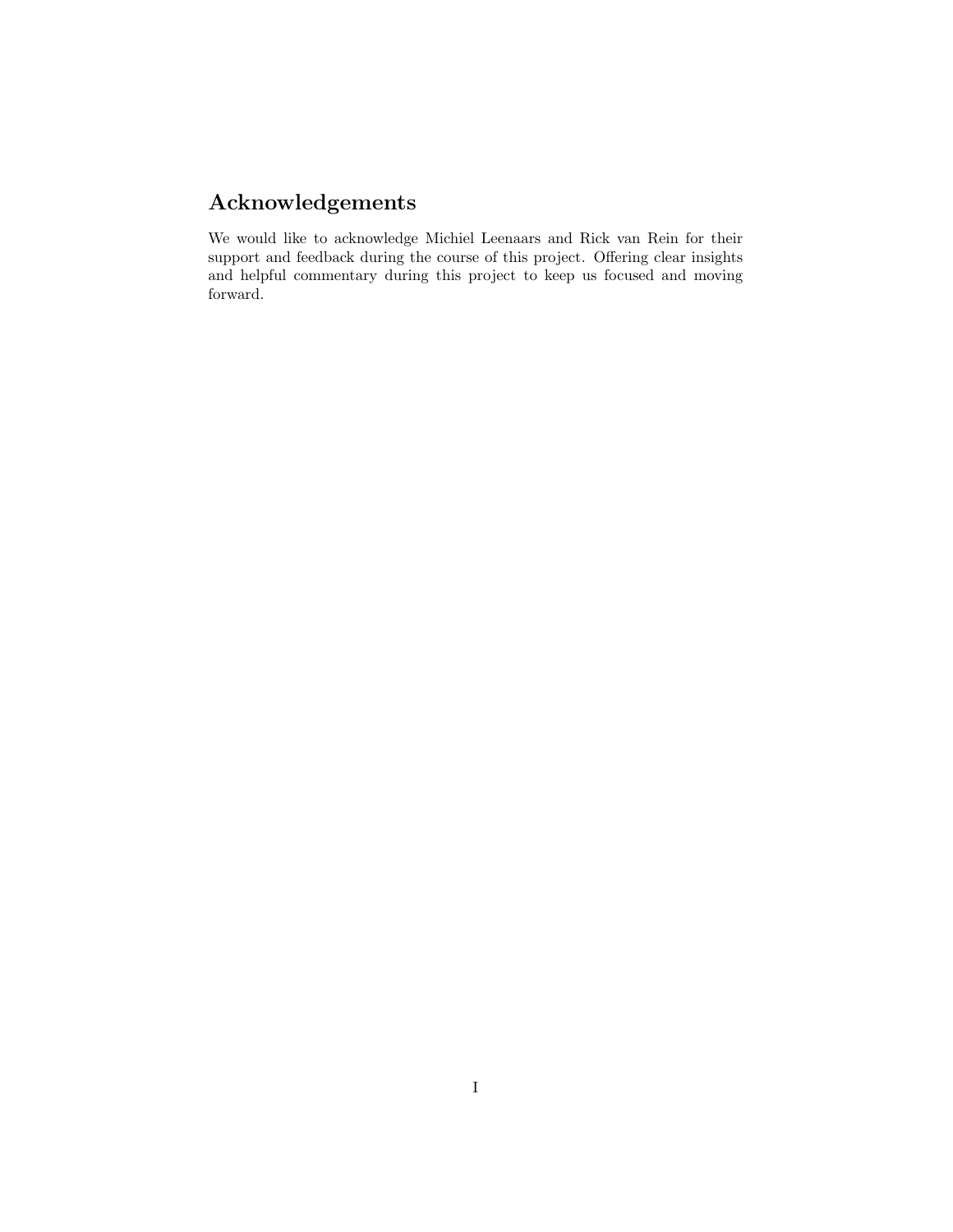## Acknowledgements

We would like to acknowledge Michiel Leenaars and Rick van Rein for their support and feedback during the course of this project. Offering clear insights and helpful commentary during this project to keep us focused and moving forward.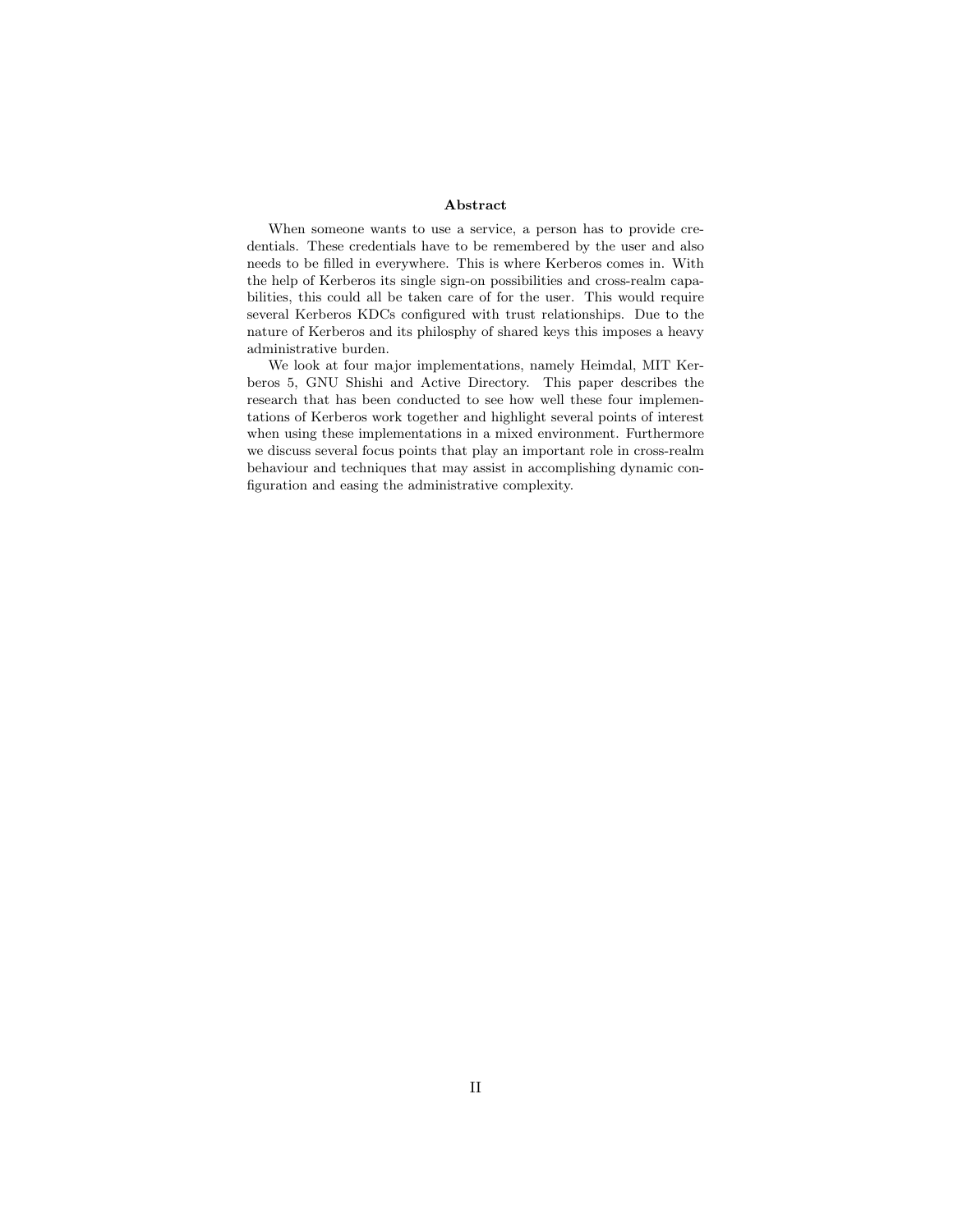**Abstract**

When someone wants to use a service, a person has to provide credentials. These credentials have to be remembered by the user and also needs to be filled in everywhere. This is where Kerberos comes in. With the help of Kerberos its single sign-on possibilities and cross-realm capabilities, this could all be taken care of for the user. This would require several Kerberos KDCs configured with trust relationships. Due to the nature of Kerberos and its philosphy of shared keys this imposes a heavy administrative burden.

We look at four major implementations, namely Heimdal, MIT Kerberos 5, GNU Shishi and Active Directory. This paper describes the research that has been conducted to see how well these four implementations of Kerberos work together and highlight several points of interest when using these implementations in a mixed environment. Furthermore we discuss several focus points that play an important role in cross-realm behaviour and techniques that may assist in accomplishing dynamic configuration and easing the administrative complexity.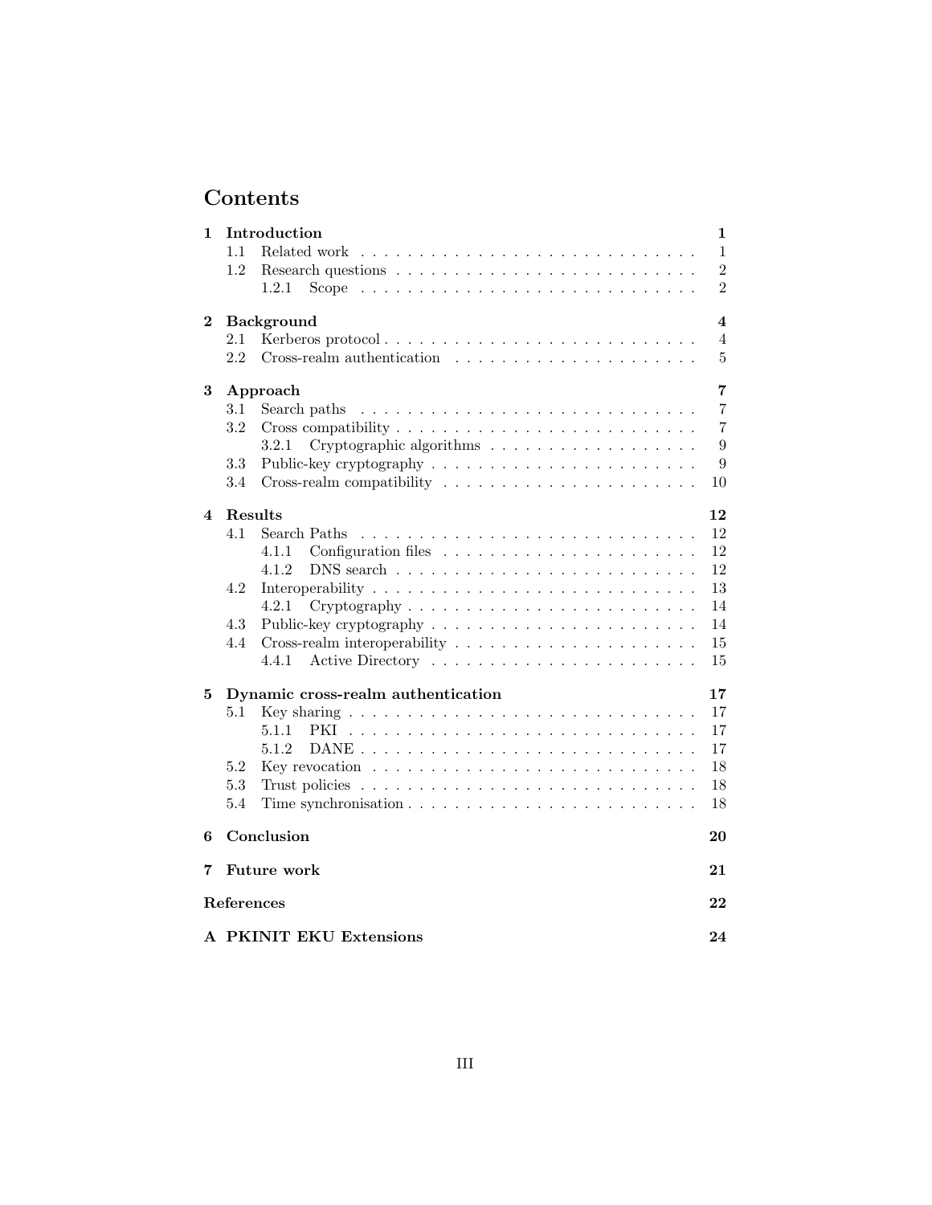# Contents

| | | |
|---|---|---|
| **1** | **Introduction** | **1** |
| 1.1 | Related work | 1 |
| 1.2 | Research questions | 2 |
| 1.2.1 | Scope | 2 |
| **2** | **Background** | **4** |
| 2.1 | Kerberos protocol | 4 |
| 2.2 | Cross-realm authentication | 5 |
| **3** | **Approach** | **7** |
| 3.1 | Search paths | 7 |
| 3.2 | Cross compatibility | 7 |
| 3.2.1 | Cryptographic algorithms | 9 |
| 3.3 | Public-key cryptography | 9 |
| 3.4 | Cross-realm compatibility | 10 |
| **4** | **Results** | **12** |
| 4.1 | Search Paths | 12 |
| 4.1.1 | Configuration files | 12 |
| 4.1.2 | DNS search | 12 |
| 4.2 | Interoperability | 13 |
| 4.2.1 | Cryptography | 14 |
| 4.3 | Public-key cryptography | 14 |
| 4.4 | Cross-realm interoperability | 15 |
| 4.4.1 | Active Directory | 15 |
| **5** | **Dynamic cross-realm authentication** | **17** |
| 5.1 | Key sharing | 17 |
| 5.1.1 | PKI | 17 |
| 5.1.2 | DANE | 17 |
| 5.2 | Key revocation | 18 |
| 5.3 | Trust policies | 18 |
| 5.4 | Time synchronisation | 18 |
| **6** | **Conclusion** | **20** |
| **7** | **Future work** | **21** |
| | **References** | **22** |
| **A** | **PKINIT EKU Extensions** | **24** |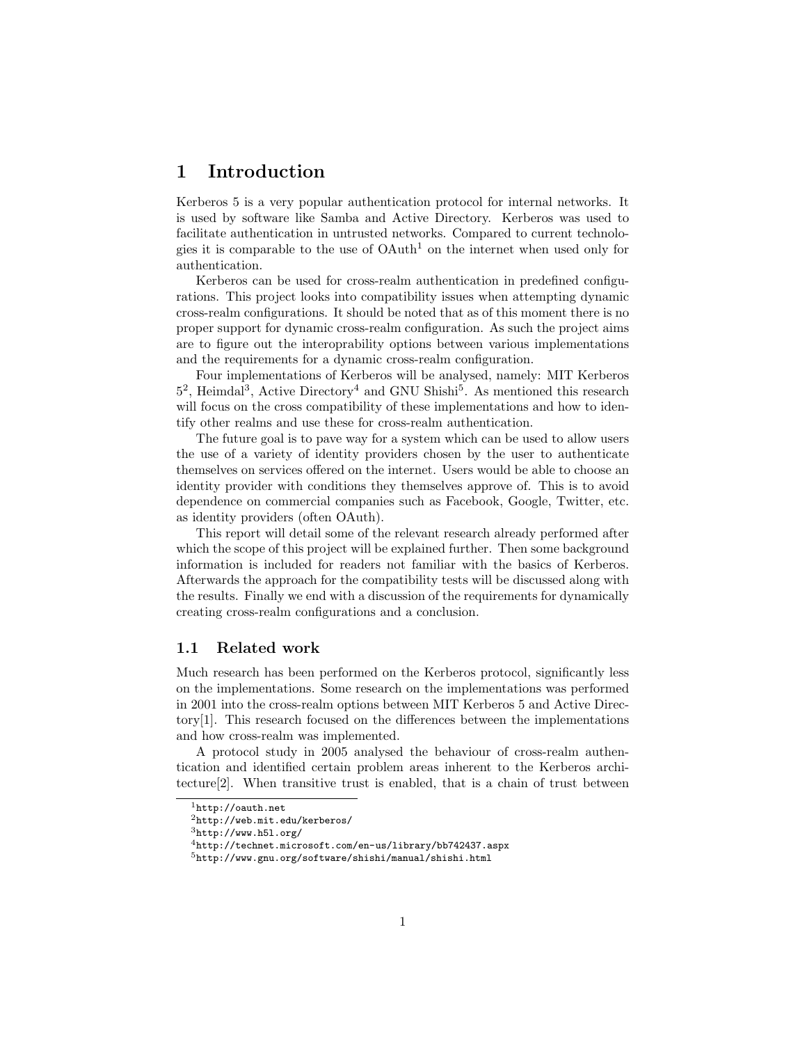# 1 Introduction

Kerberos 5 is a very popular authentication protocol for internal networks. It is used by software like Samba and Active Directory. Kerberos was used to facilitate authentication in untrusted networks. Compared to current technologies it is comparable to the use of OAuth[1] on the internet when used only for authentication.

Kerberos can be used for cross-realm authentication in predefined configurations. This project looks into compatibility issues when attempting dynamic cross-realm configurations. It should be noted that as of this moment there is no proper support for dynamic cross-realm configuration. As such the project aims are to figure out the interoprability options between various implementations and the requirements for a dynamic cross-realm configuration.

Four implementations of Kerberos will be analysed, namely: MIT Kerberos 5[2], Heimdal[3], Active Directory[4] and GNU Shishi[5]. As mentioned this research will focus on the cross compatibility of these implementations and how to identify other realms and use these for cross-realm authentication.

The future goal is to pave way for a system which can be used to allow users the use of a variety of identity providers chosen by the user to authenticate themselves on services offered on the internet. Users would be able to choose an identity provider with conditions they themselves approve of. This is to avoid dependence on commercial companies such as Facebook, Google, Twitter, etc. as identity providers (often OAuth).

This report will detail some of the relevant research already performed after which the scope of this project will be explained further. Then some background information is included for readers not familiar with the basics of Kerberos. Afterwards the approach for the compatibility tests will be discussed along with the results. Finally we end with a discussion of the requirements for dynamically creating cross-realm configurations and a conclusion.

## 1.1 Related work

Much research has been performed on the Kerberos protocol, significantly less on the implementations. Some research on the implementations was performed in 2001 into the cross-realm options between MIT Kerberos 5 and Active Directory[1]. This research focused on the differences between the implementations and how cross-realm was implemented.

A protocol study in 2005 analysed the behaviour of cross-realm authentication and identified certain problem areas inherent to the Kerberos architecture[2]. When transitive trust is enabled, that is a chain of trust between

---

[1] `http://oauth.net`

[2] `http://web.mit.edu/kerberos/`

[3] `http://www.h5l.org/`

[4] `http://technet.microsoft.com/en-us/library/bb742437.aspx`

[5] `http://www.gnu.org/software/shishi/manual/shishi.html`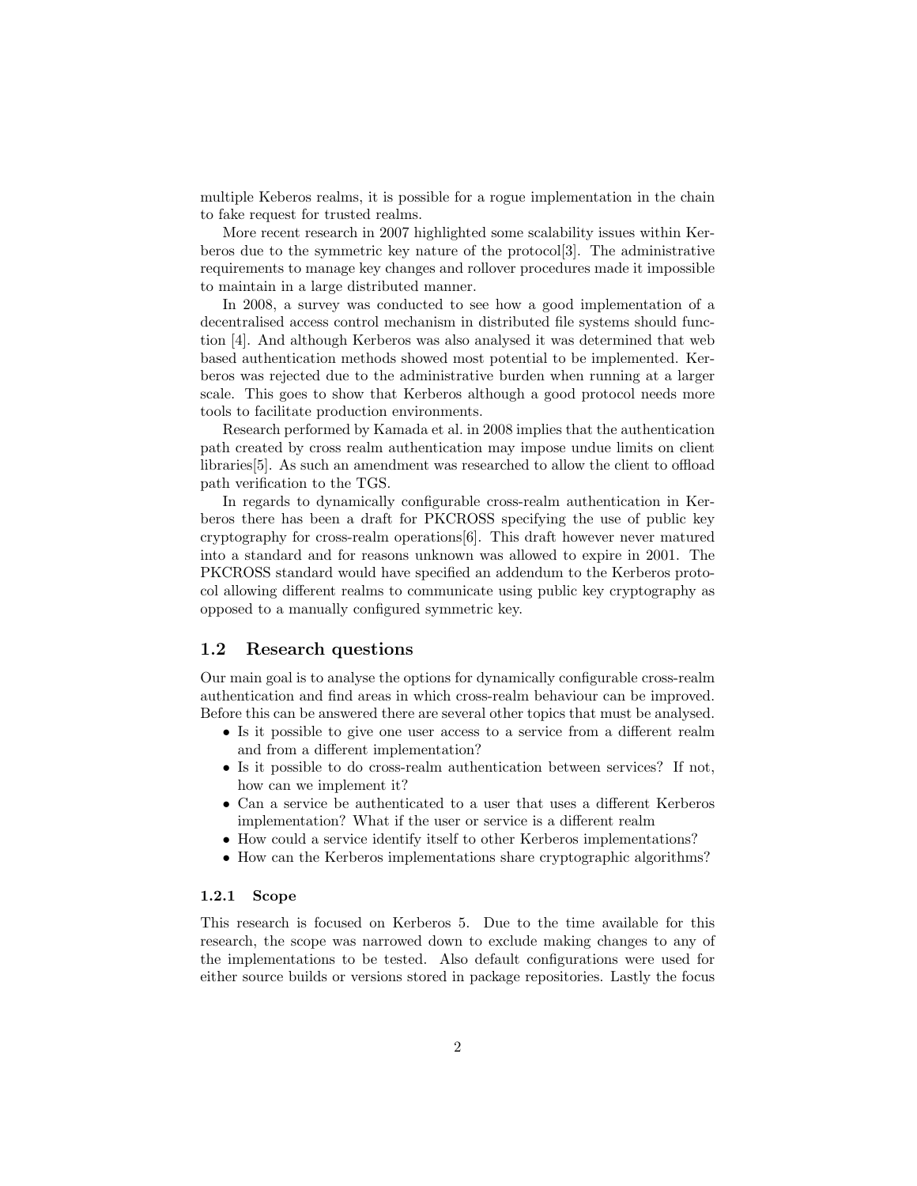multiple Keberos realms, it is possible for a rogue implementation in the chain to fake request for trusted realms.

More recent research in 2007 highlighted some scalability issues within Kerberos due to the symmetric key nature of the protocol[3]. The administrative requirements to manage key changes and rollover procedures made it impossible to maintain in a large distributed manner.

In 2008, a survey was conducted to see how a good implementation of a decentralised access control mechanism in distributed file systems should function [4]. And although Kerberos was also analysed it was determined that web based authentication methods showed most potential to be implemented. Kerberos was rejected due to the administrative burden when running at a larger scale. This goes to show that Kerberos although a good protocol needs more tools to facilitate production environments.

Research performed by Kamada et al. in 2008 implies that the authentication path created by cross realm authentication may impose undue limits on client libraries[5]. As such an amendment was researched to allow the client to offload path verification to the TGS.

In regards to dynamically configurable cross-realm authentication in Kerberos there has been a draft for PKCROSS specifying the use of public key cryptography for cross-realm operations[6]. This draft however never matured into a standard and for reasons unknown was allowed to expire in 2001. The PKCROSS standard would have specified an addendum to the Kerberos protocol allowing different realms to communicate using public key cryptography as opposed to a manually configured symmetric key.

## 1.2 Research questions

Our main goal is to analyse the options for dynamically configurable cross-realm authentication and find areas in which cross-realm behaviour can be improved. Before this can be answered there are several other topics that must be analysed.

- Is it possible to give one user access to a service from a different realm and from a different implementation?
- Is it possible to do cross-realm authentication between services? If not, how can we implement it?
- Can a service be authenticated to a user that uses a different Kerberos implementation? What if the user or service is a different realm
- How could a service identify itself to other Kerberos implementations?
- How can the Kerberos implementations share cryptographic algorithms?

### 1.2.1 Scope

This research is focused on Kerberos 5. Due to the time available for this research, the scope was narrowed down to exclude making changes to any of the implementations to be tested. Also default configurations were used for either source builds or versions stored in package repositories. Lastly the focus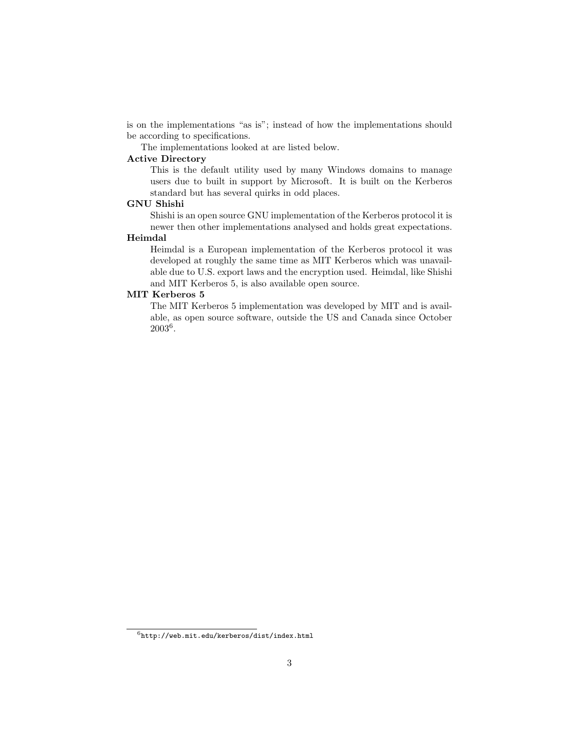is on the implementations "as is"; instead of how the implementations should be according to specifications.

The implementations looked at are listed below.

**Active Directory**
: This is the default utility used by many Windows domains to manage users due to built in support by Microsoft. It is built on the Kerberos standard but has several quirks in odd places.

**GNU Shishi**
: Shishi is an open source GNU implementation of the Kerberos protocol it is newer then other implementations analysed and holds great expectations.

**Heimdal**
: Heimdal is a European implementation of the Kerberos protocol it was developed at roughly the same time as MIT Kerberos which was unavailable due to U.S. export laws and the encryption used. Heimdal, like Shishi and MIT Kerberos 5, is also available open source.

**MIT Kerberos 5**
: The MIT Kerberos 5 implementation was developed by MIT and is available, as open source software, outside the US and Canada since October 2003[6].

[6] `http://web.mit.edu/kerberos/dist/index.html`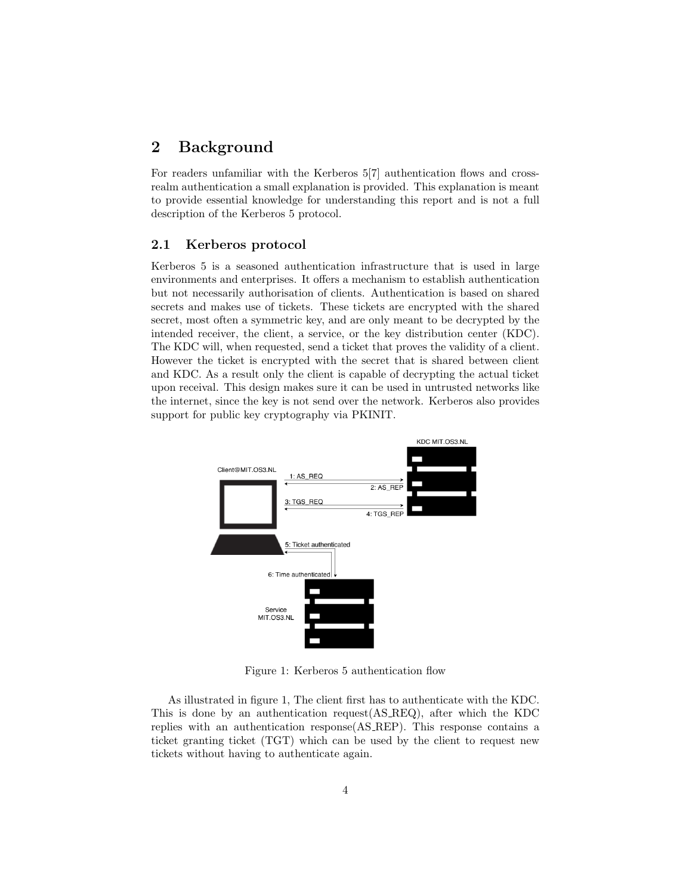# 2 Background

For readers unfamiliar with the Kerberos 5[7] authentication flows and cross-realm authentication a small explanation is provided. This explanation is meant to provide essential knowledge for understanding this report and is not a full description of the Kerberos 5 protocol.

## 2.1 Kerberos protocol

Kerberos 5 is a seasoned authentication infrastructure that is used in large environments and enterprises. It offers a mechanism to establish authentication but not necessarily authorisation of clients. Authentication is based on shared secrets and makes use of tickets. These tickets are encrypted with the shared secret, most often a symmetric key, and are only meant to be decrypted by the intended receiver, the client, a service, or the key distribution center (KDC). The KDC will, when requested, send a ticket that proves the validity of a client. However the ticket is encrypted with the secret that is shared between client and KDC. As a result only the client is capable of decrypting the actual ticket upon receival. This design makes sure it can be used in untrusted networks like the internet, since the key is not send over the network. Kerberos also provides support for public key cryptography via PKINIT.

Figure 1: Kerberos 5 authentication flow

As illustrated in figure 1, The client first has to authenticate with the KDC. This is done by an authentication request(AS_REQ), after which the KDC replies with an authentication response(AS_REP). This response contains a ticket granting ticket (TGT) which can be used by the client to request new tickets without having to authenticate again.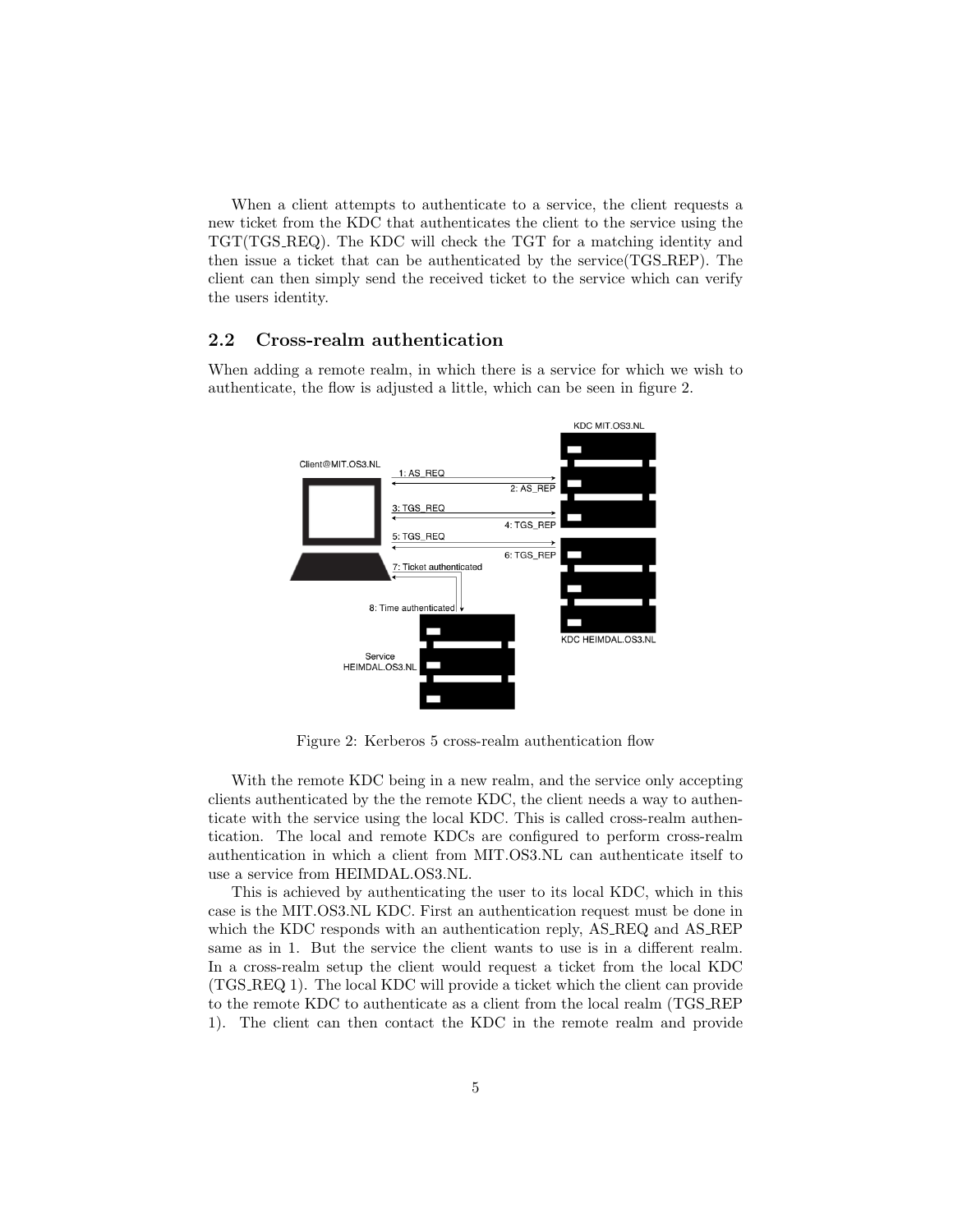When a client attempts to authenticate to a service, the client requests a new ticket from the KDC that authenticates the client to the service using the TGT(TGS_REQ). The KDC will check the TGT for a matching identity and then issue a ticket that can be authenticated by the service(TGS_REP). The client can then simply send the received ticket to the service which can verify the users identity.

## 2.2 Cross-realm authentication

When adding a remote realm, in which there is a service for which we wish to authenticate, the flow is adjusted a little, which can be seen in figure 2.

Figure 2: Kerberos 5 cross-realm authentication flow

With the remote KDC being in a new realm, and the service only accepting clients authenticated by the the remote KDC, the client needs a way to authenticate with the service using the local KDC. This is called cross-realm authentication. The local and remote KDCs are configured to perform cross-realm authentication in which a client from MIT.OS3.NL can authenticate itself to use a service from HEIMDAL.OS3.NL.

This is achieved by authenticating the user to its local KDC, which in this case is the MIT.OS3.NL KDC. First an authentication request must be done in which the KDC responds with an authentication reply, AS_REQ and AS_REP same as in 1. But the service the client wants to use is in a different realm. In a cross-realm setup the client would request a ticket from the local KDC (TGS_REQ 1). The local KDC will provide a ticket which the client can provide to the remote KDC to authenticate as a client from the local realm (TGS_REP 1). The client can then contact the KDC in the remote realm and provide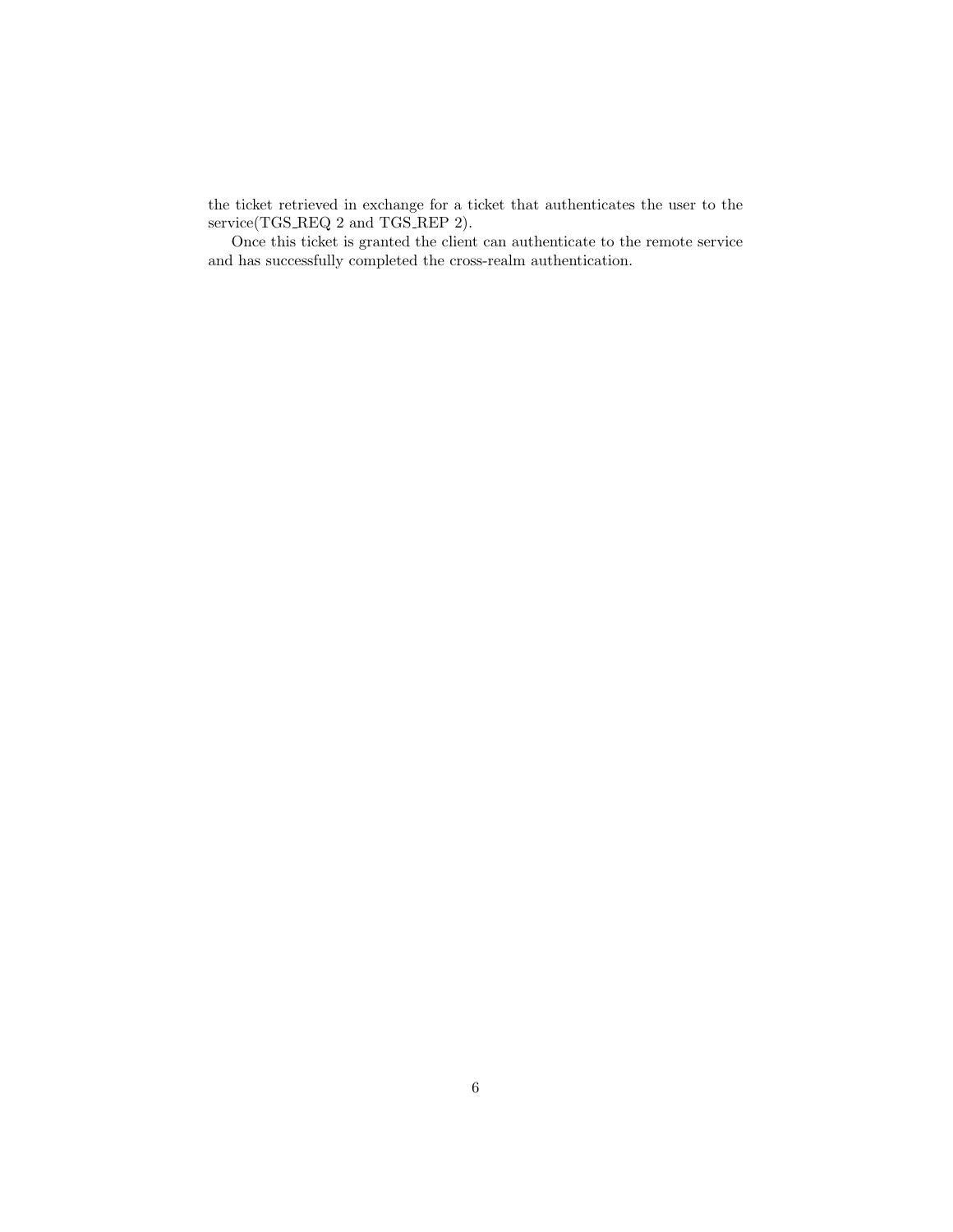the ticket retrieved in exchange for a ticket that authenticates the user to the service(TGS_REQ 2 and TGS_REP 2).

Once this ticket is granted the client can authenticate to the remote service and has successfully completed the cross-realm authentication.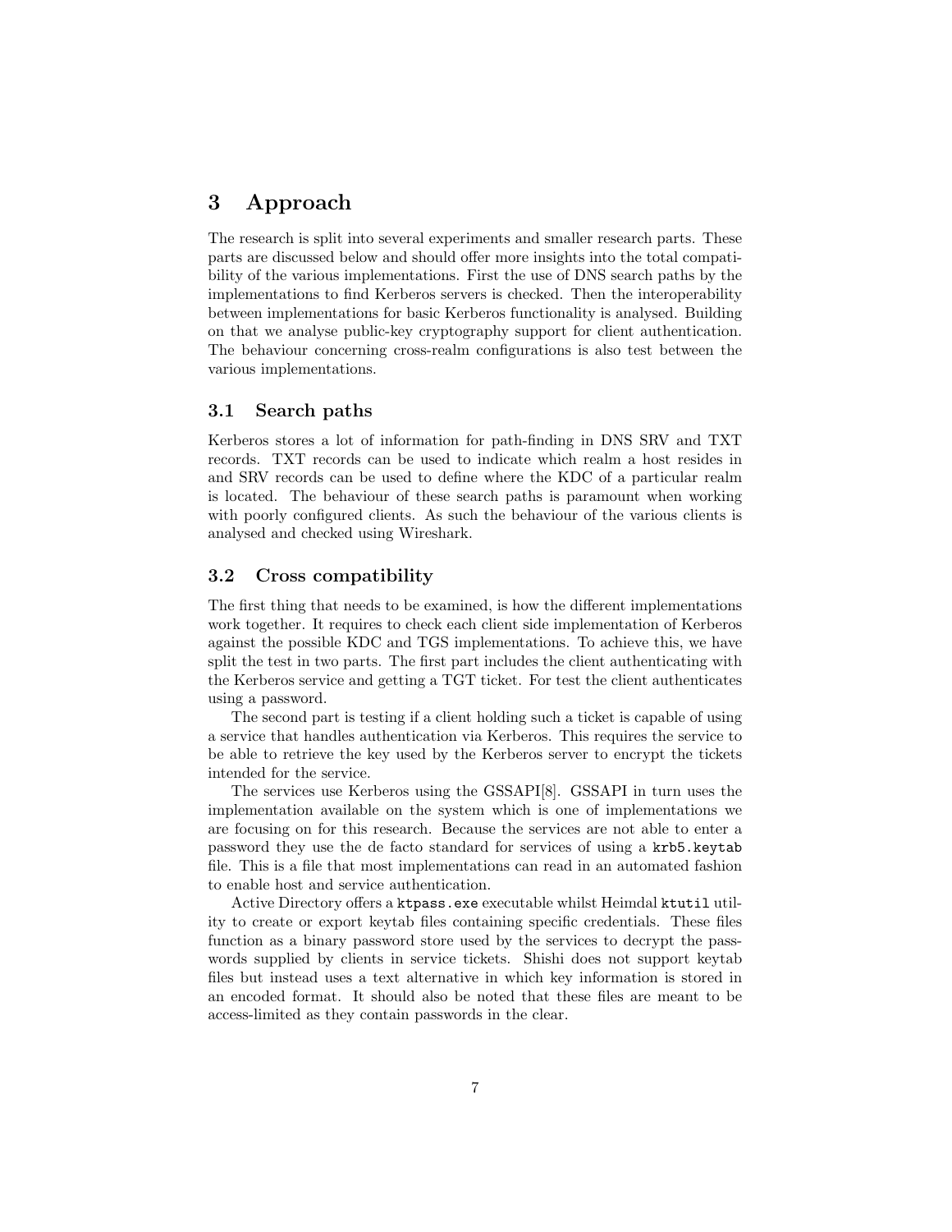# 3 Approach

The research is split into several experiments and smaller research parts. These parts are discussed below and should offer more insights into the total compatibility of the various implementations. First the use of DNS search paths by the implementations to find Kerberos servers is checked. Then the interoperability between implementations for basic Kerberos functionality is analysed. Building on that we analyse public-key cryptography support for client authentication. The behaviour concerning cross-realm configurations is also test between the various implementations.

## 3.1 Search paths

Kerberos stores a lot of information for path-finding in DNS SRV and TXT records. TXT records can be used to indicate which realm a host resides in and SRV records can be used to define where the KDC of a particular realm is located. The behaviour of these search paths is paramount when working with poorly configured clients. As such the behaviour of the various clients is analysed and checked using Wireshark.

## 3.2 Cross compatibility

The first thing that needs to be examined, is how the different implementations work together. It requires to check each client side implementation of Kerberos against the possible KDC and TGS implementations. To achieve this, we have split the test in two parts. The first part includes the client authenticating with the Kerberos service and getting a TGT ticket. For test the client authenticates using a password.

The second part is testing if a client holding such a ticket is capable of using a service that handles authentication via Kerberos. This requires the service to be able to retrieve the key used by the Kerberos server to encrypt the tickets intended for the service.

The services use Kerberos using the GSSAPI[8]. GSSAPI in turn uses the implementation available on the system which is one of implementations we are focusing on for this research. Because the services are not able to enter a password they use the de facto standard for services of using a `krb5.keytab` file. This is a file that most implementations can read in an automated fashion to enable host and service authentication.

Active Directory offers a `ktpass.exe` executable whilst Heimdal `ktutil` utility to create or export keytab files containing specific credentials. These files function as a binary password store used by the services to decrypt the passwords supplied by clients in service tickets. Shishi does not support keytab files but instead uses a text alternative in which key information is stored in an encoded format. It should also be noted that these files are meant to be access-limited as they contain passwords in the clear.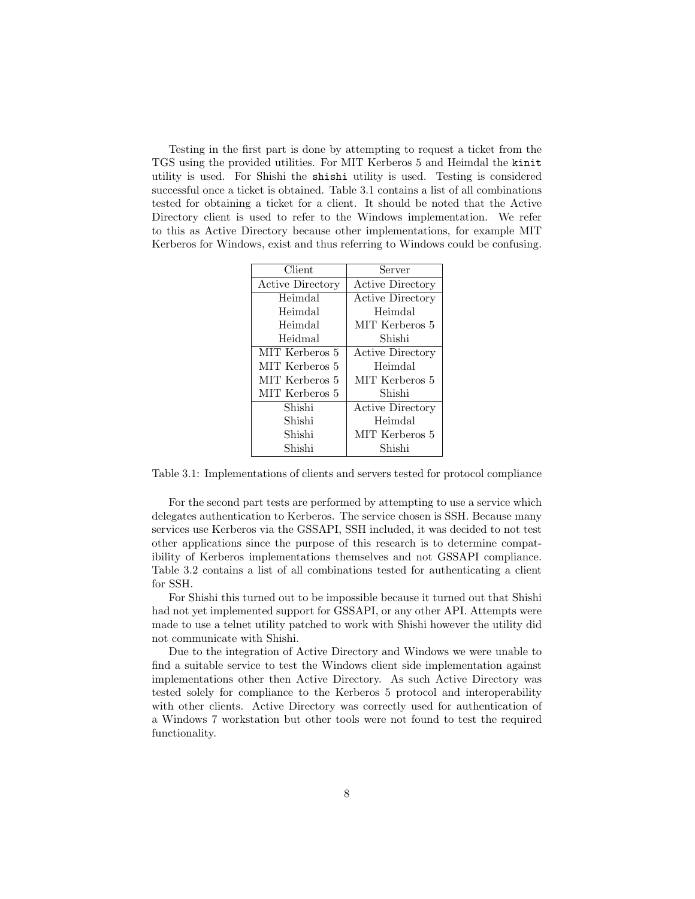Testing in the first part is done by attempting to request a ticket from the TGS using the provided utilities. For MIT Kerberos 5 and Heimdal the `kinit` utility is used. For Shishi the `shishi` utility is used. Testing is considered successful once a ticket is obtained. Table 3.1 contains a list of all combinations tested for obtaining a ticket for a client. It should be noted that the Active Directory client is used to refer to the Windows implementation. We refer to this as Active Directory because other implementations, for example MIT Kerberos for Windows, exist and thus referring to Windows could be confusing.

| Client | Server |
|---|---|
| Active Directory | Active Directory |
| Heimdal | Active Directory |
| Heimdal | Heimdal |
| Heimdal | MIT Kerberos 5 |
| Heidmal | Shishi |
| MIT Kerberos 5 | Active Directory |
| MIT Kerberos 5 | Heimdal |
| MIT Kerberos 5 | MIT Kerberos 5 |
| MIT Kerberos 5 | Shishi |
| Shishi | Active Directory |
| Shishi | Heimdal |
| Shishi | MIT Kerberos 5 |
| Shishi | Shishi |

Table 3.1: Implementations of clients and servers tested for protocol compliance

For the second part tests are performed by attempting to use a service which delegates authentication to Kerberos. The service chosen is SSH. Because many services use Kerberos via the GSSAPI, SSH included, it was decided to not test other applications since the purpose of this research is to determine compatibility of Kerberos implementations themselves and not GSSAPI compliance. Table 3.2 contains a list of all combinations tested for authenticating a client for SSH.

For Shishi this turned out to be impossible because it turned out that Shishi had not yet implemented support for GSSAPI, or any other API. Attempts were made to use a telnet utility patched to work with Shishi however the utility did not communicate with Shishi.

Due to the integration of Active Directory and Windows we were unable to find a suitable service to test the Windows client side implementation against implementations other then Active Directory. As such Active Directory was tested solely for compliance to the Kerberos 5 protocol and interoperability with other clients. Active Directory was correctly used for authentication of a Windows 7 workstation but other tools were not found to test the required functionality.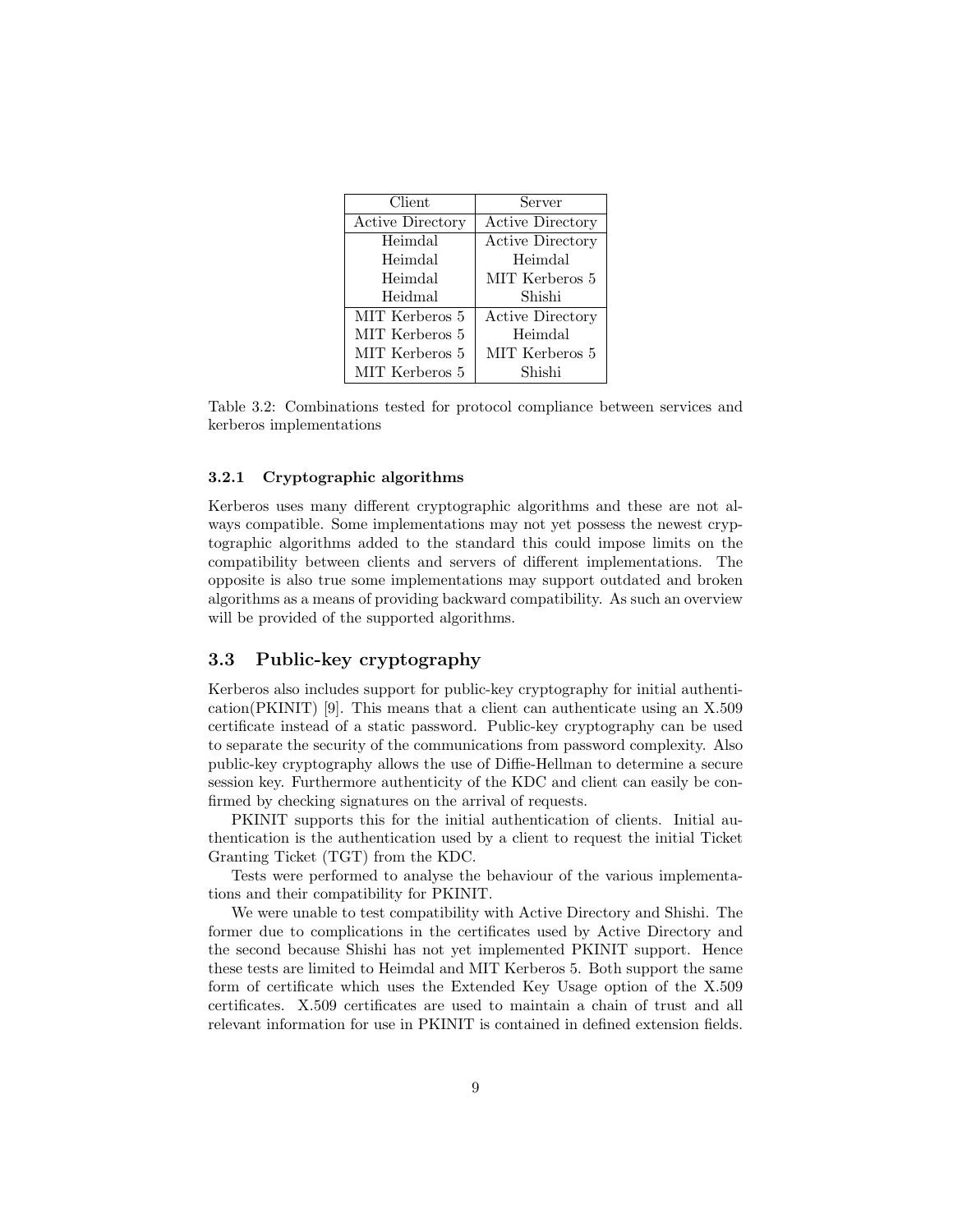| Client | Server |
|---|---|
| Active Directory | Active Directory |
| Heimdal | Active Directory |
| Heimdal | Heimdal |
| Heimdal | MIT Kerberos 5 |
| Heidmal | Shishi |
| MIT Kerberos 5 | Active Directory |
| MIT Kerberos 5 | Heimdal |
| MIT Kerberos 5 | MIT Kerberos 5 |
| MIT Kerberos 5 | Shishi |

Table 3.2: Combinations tested for protocol compliance between services and kerberos implementations

### 3.2.1 Cryptographic algorithms

Kerberos uses many different cryptographic algorithms and these are not always compatible. Some implementations may not yet possess the newest cryptographic algorithms added to the standard this could impose limits on the compatibility between clients and servers of different implementations. The opposite is also true some implementations may support outdated and broken algorithms as a means of providing backward compatibility. As such an overview will be provided of the supported algorithms.

## 3.3 Public-key cryptography

Kerberos also includes support for public-key cryptography for initial authentication(PKINIT) [9]. This means that a client can authenticate using an X.509 certificate instead of a static password. Public-key cryptography can be used to separate the security of the communications from password complexity. Also public-key cryptography allows the use of Diffie-Hellman to determine a secure session key. Furthermore authenticity of the KDC and client can easily be confirmed by checking signatures on the arrival of requests.

PKINIT supports this for the initial authentication of clients. Initial authentication is the authentication used by a client to request the initial Ticket Granting Ticket (TGT) from the KDC.

Tests were performed to analyse the behaviour of the various implementations and their compatibility for PKINIT.

We were unable to test compatibility with Active Directory and Shishi. The former due to complications in the certificates used by Active Directory and the second because Shishi has not yet implemented PKINIT support. Hence these tests are limited to Heimdal and MIT Kerberos 5. Both support the same form of certificate which uses the Extended Key Usage option of the X.509 certificates. X.509 certificates are used to maintain a chain of trust and all relevant information for use in PKINIT is contained in defined extension fields.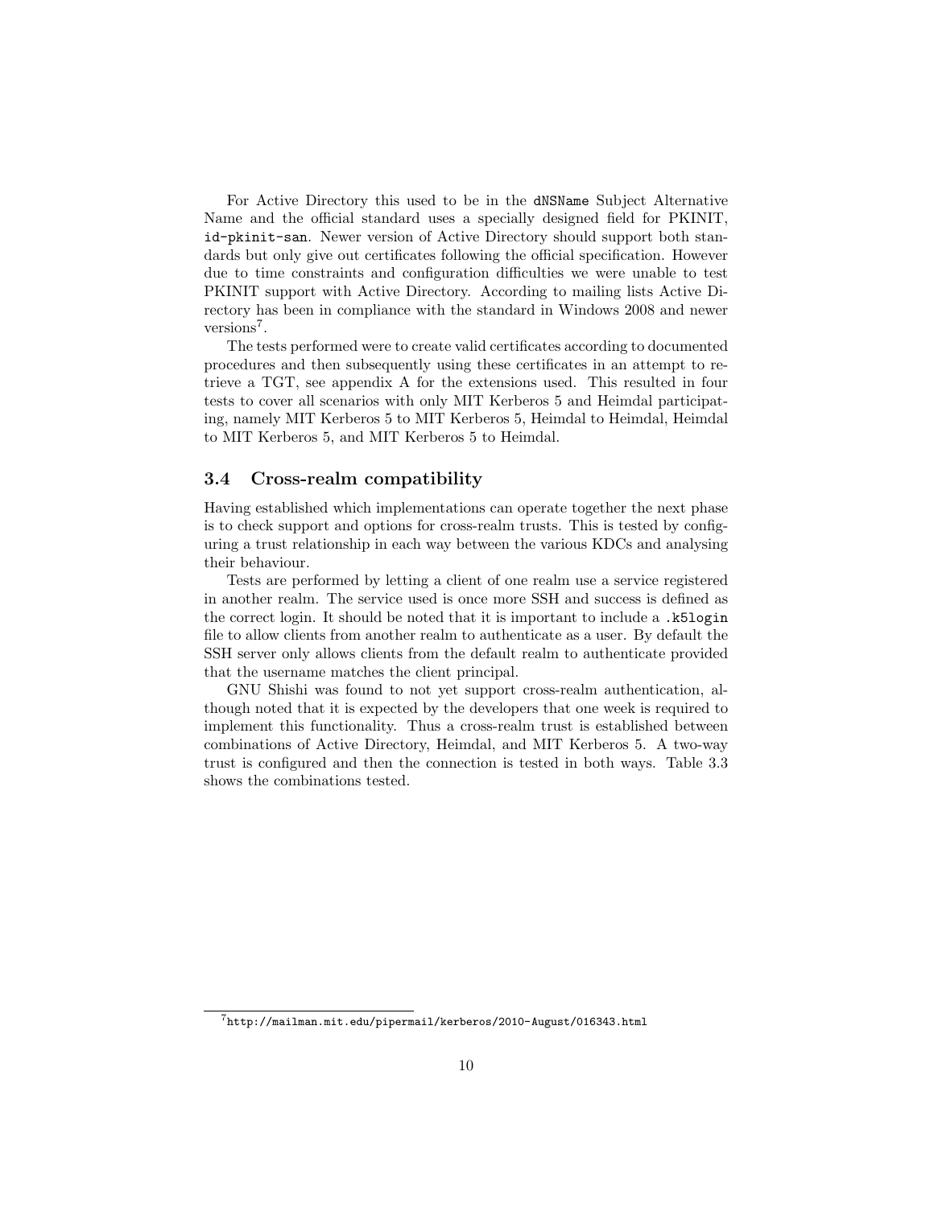For Active Directory this used to be in the `dNSName` Subject Alternative Name and the official standard uses a specially designed field for PKINIT, `id-pkinit-san`. Newer version of Active Directory should support both standards but only give out certificates following the official specification. However due to time constraints and configuration difficulties we were unable to test PKINIT support with Active Directory. According to mailing lists Active Directory has been in compliance with the standard in Windows 2008 and newer versions[7].

The tests performed were to create valid certificates according to documented procedures and then subsequently using these certificates in an attempt to retrieve a TGT, see appendix A for the extensions used. This resulted in four tests to cover all scenarios with only MIT Kerberos 5 and Heimdal participating, namely MIT Kerberos 5 to MIT Kerberos 5, Heimdal to Heimdal, Heimdal to MIT Kerberos 5, and MIT Kerberos 5 to Heimdal.

### 3.4 Cross-realm compatibility

Having established which implementations can operate together the next phase is to check support and options for cross-realm trusts. This is tested by configuring a trust relationship in each way between the various KDCs and analysing their behaviour.

Tests are performed by letting a client of one realm use a service registered in another realm. The service used is once more SSH and success is defined as the correct login. It should be noted that it is important to include a `.k5login` file to allow clients from another realm to authenticate as a user. By default the SSH server only allows clients from the default realm to authenticate provided that the username matches the client principal.

GNU Shishi was found to not yet support cross-realm authentication, although noted that it is expected by the developers that one week is required to implement this functionality. Thus a cross-realm trust is established between combinations of Active Directory, Heimdal, and MIT Kerberos 5. A two-way trust is configured and then the connection is tested in both ways. Table 3.3 shows the combinations tested.

[7] `http://mailman.mit.edu/pipermail/kerberos/2010-August/016343.html`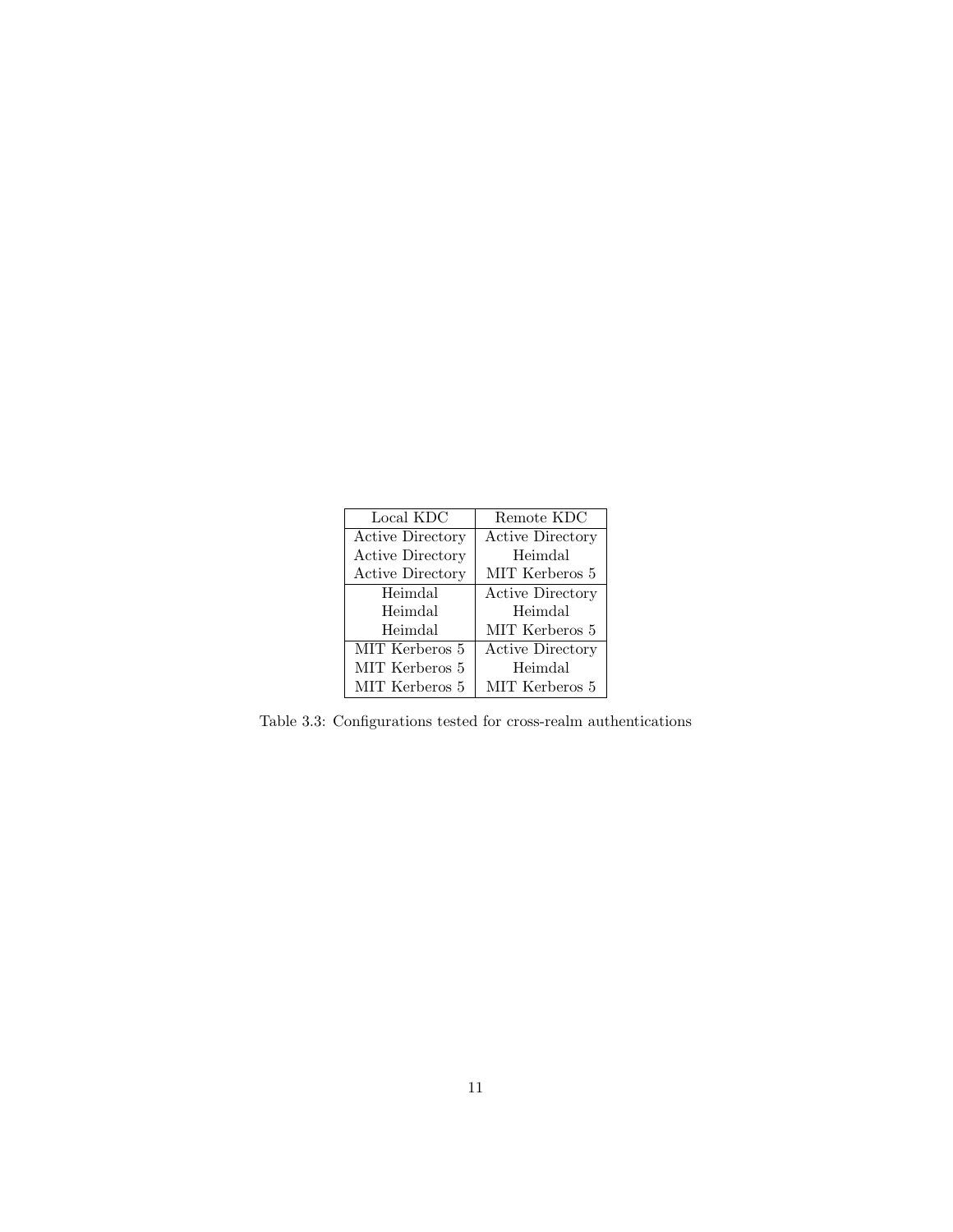| Local KDC | Remote KDC |
| --- | --- |
| Active Directory | Active Directory |
| Active Directory | Heimdal |
| Active Directory | MIT Kerberos 5 |
| Heimdal | Active Directory |
| Heimdal | Heimdal |
| Heimdal | MIT Kerberos 5 |
| MIT Kerberos 5 | Active Directory |
| MIT Kerberos 5 | Heimdal |
| MIT Kerberos 5 | MIT Kerberos 5 |

Table 3.3: Configurations tested for cross-realm authentications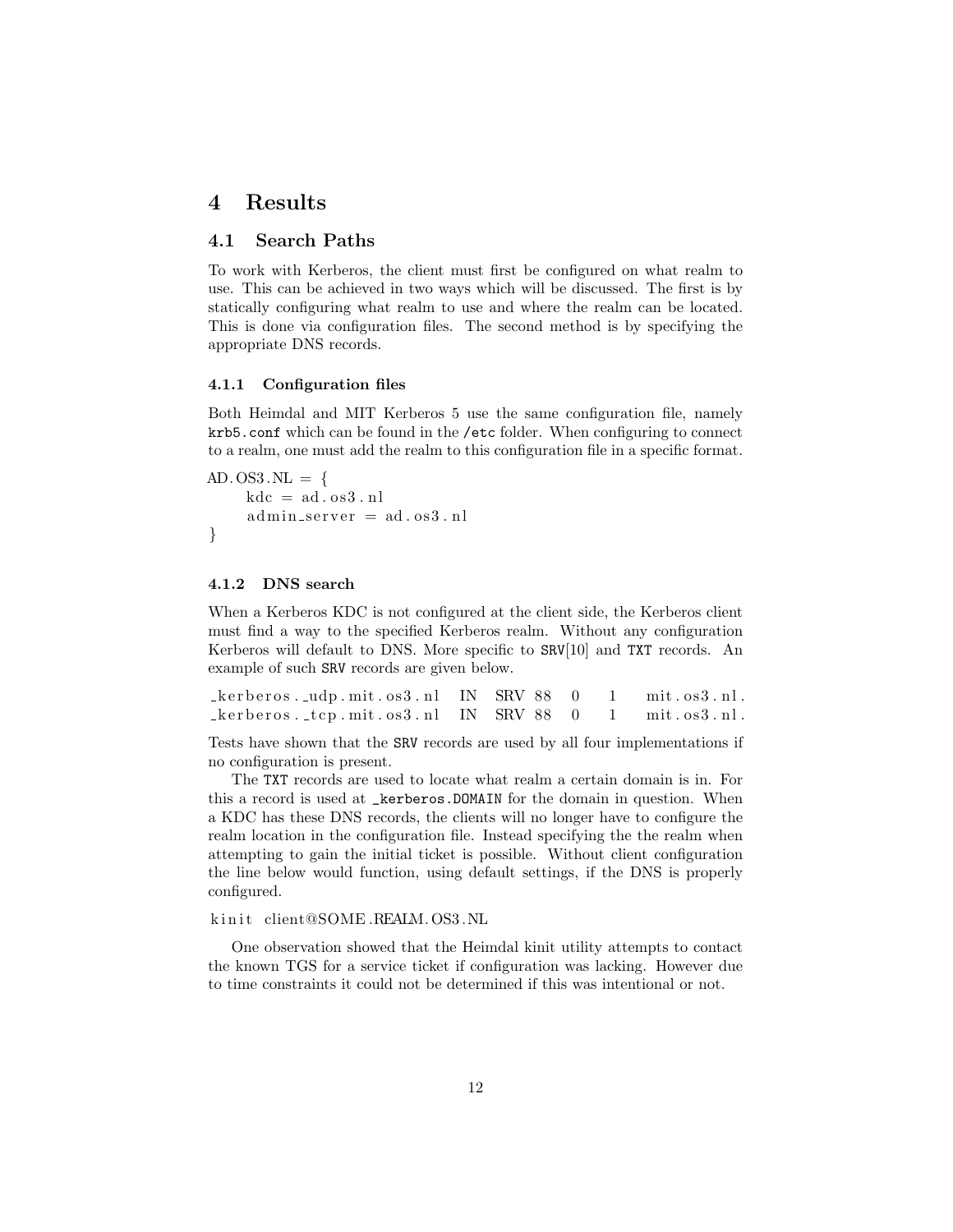# 4 Results

## 4.1 Search Paths

To work with Kerberos, the client must first be configured on what realm to use. This can be achieved in two ways which will be discussed. The first is by statically configuring what realm to use and where the realm can be located. This is done via configuration files. The second method is by specifying the appropriate DNS records.

### 4.1.1 Configuration files

Both Heimdal and MIT Kerberos 5 use the same configuration file, namely `krb5.conf` which can be found in the `/etc` folder. When configuring to connect to a realm, one must add the realm to this configuration file in a specific format.

```
AD.OS3.NL = {
    kdc = ad.os3.nl
    admin_server = ad.os3.nl
}
```

### 4.1.2 DNS search

When a Kerberos KDC is not configured at the client side, the Kerberos client must find a way to the specified Kerberos realm. Without any configuration Kerberos will default to DNS. More specific to `SRV`[10] and `TXT` records. An example of such `SRV` records are given below.

```
_kerberos._udp.mit.os3.nl   IN   SRV 88   0   1   mit.os3.nl.
_kerberos._tcp.mit.os3.nl   IN   SRV 88   0   1   mit.os3.nl.
```

Tests have shown that the `SRV` records are used by all four implementations if no configuration is present.

The `TXT` records are used to locate what realm a certain domain is in. For this a record is used at `_kerberos.DOMAIN` for the domain in question. When a KDC has these DNS records, the clients will no longer have to configure the realm location in the configuration file. Instead specifying the the realm when attempting to gain the initial ticket is possible. Without client configuration the line below would function, using default settings, if the DNS is properly configured.

```
kinit client@SOME.REALM.OS3.NL
```

One observation showed that the Heimdal kinit utility attempts to contact the known TGS for a service ticket if configuration was lacking. However due to time constraints it could not be determined if this was intentional or not.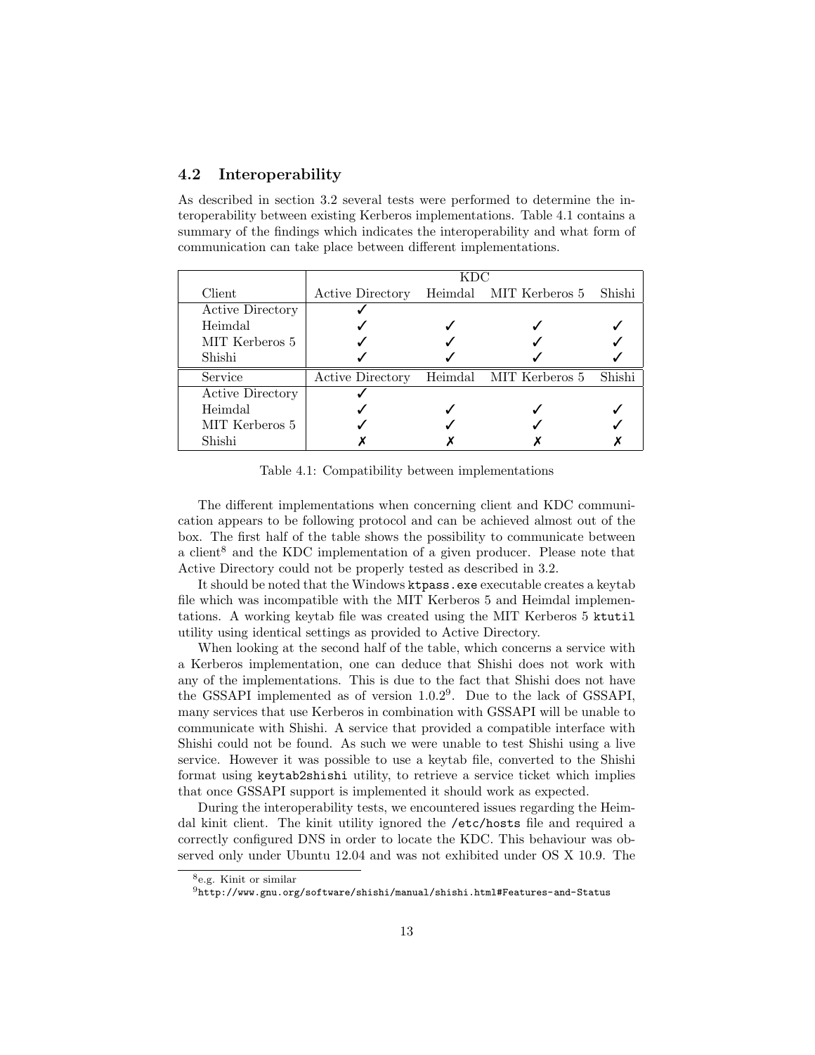## 4.2 Interoperability

As described in section 3.2 several tests were performed to determine the interoperability between existing Kerberos implementations. Table 4.1 contains a summary of the findings which indicates the interoperability and what form of communication can take place between different implementations.

| | KDC | | | |
|---|---|---|---|---|
| Client | Active Directory | Heimdal | MIT Kerberos 5 | Shishi |
| Active Directory | ✓ | | | |
| Heimdal | ✓ | ✓ | ✓ | ✓ |
| MIT Kerberos 5 | ✓ | ✓ | ✓ | ✓ |
| Shishi | ✓ | ✓ | ✓ | ✓ |
| Service | Active Directory | Heimdal | MIT Kerberos 5 | Shishi |
| Active Directory | ✓ | | | |
| Heimdal | ✓ | ✓ | ✓ | ✓ |
| MIT Kerberos 5 | ✓ | ✓ | ✓ | ✓ |
| Shishi | ✗ | ✗ | ✗ | ✗ |

Table 4.1: Compatibility between implementations

The different implementations when concerning client and KDC communication appears to be following protocol and can be achieved almost out of the box. The first half of the table shows the possibility to communicate between a client[8] and the KDC implementation of a given producer. Please note that Active Directory could not be properly tested as described in 3.2.

It should be noted that the Windows `ktpass.exe` executable creates a keytab file which was incompatible with the MIT Kerberos 5 and Heimdal implementations. A working keytab file was created using the MIT Kerberos 5 `ktutil` utility using identical settings as provided to Active Directory.

When looking at the second half of the table, which concerns a service with a Kerberos implementation, one can deduce that Shishi does not work with any of the implementations. This is due to the fact that Shishi does not have the GSSAPI implemented as of version 1.0.2[9]. Due to the lack of GSSAPI, many services that use Kerberos in combination with GSSAPI will be unable to communicate with Shishi. A service that provided a compatible interface with Shishi could not be found. As such we were unable to test Shishi using a live service. However it was possible to use a keytab file, converted to the Shishi format using `keytab2shishi` utility, to retrieve a service ticket which implies that once GSSAPI support is implemented it should work as expected.

During the interoperability tests, we encountered issues regarding the Heimdal kinit client. The kinit utility ignored the `/etc/hosts` file and required a correctly configured DNS in order to locate the KDC. This behaviour was observed only under Ubuntu 12.04 and was not exhibited under OS X 10.9. The

[8] e.g. Kinit or similar

[9] `http://www.gnu.org/software/shishi/manual/shishi.html#Features-and-Status`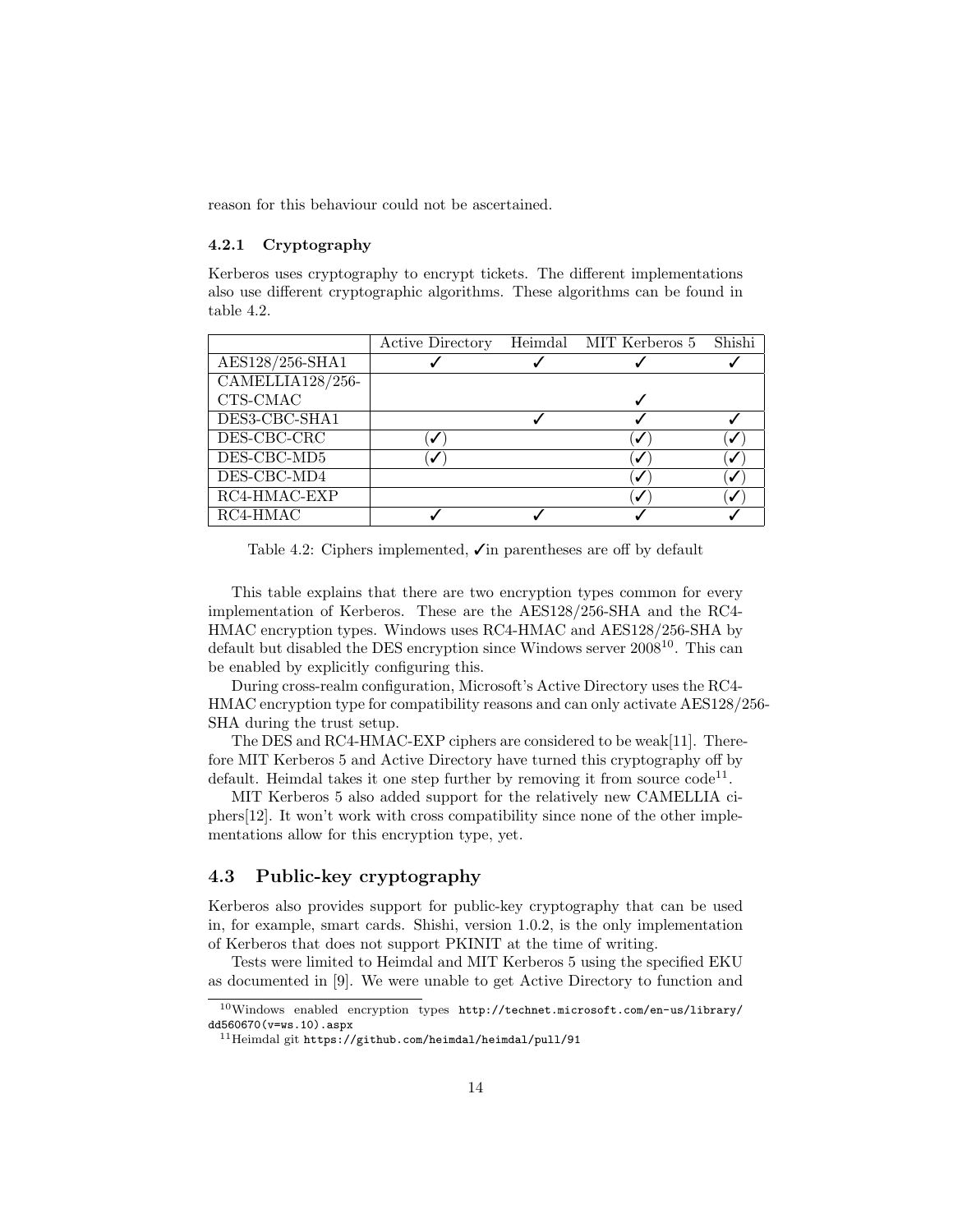reason for this behaviour could not be ascertained.

#### 4.2.1 Cryptography

Kerberos uses cryptography to encrypt tickets. The different implementations also use different cryptographic algorithms. These algorithms can be found in table 4.2.

| | Active Directory | Heimdal | MIT Kerberos 5 | Shishi |
|---|---|---|---|---|
| AES128/256-SHA1 | ✓ | ✓ | ✓ | ✓ |
| CAMELLIA128/256-CTS-CMAC | | | ✓ | |
| DES3-CBC-SHA1 | | ✓ | ✓ | ✓ |
| DES-CBC-CRC | (✓) | | (✓) | (✓) |
| DES-CBC-MD5 | (✓) | | (✓) | (✓) |
| DES-CBC-MD4 | | | (✓) | (✓) |
| RC4-HMAC-EXP | | | (✓) | (✓) |
| RC4-HMAC | ✓ | ✓ | ✓ | ✓ |

Table 4.2: Ciphers implemented, ✓in parentheses are off by default

This table explains that there are two encryption types common for every implementation of Kerberos. These are the AES128/256-SHA and the RC4-HMAC encryption types. Windows uses RC4-HMAC and AES128/256-SHA by default but disabled the DES encryption since Windows server 2008[10]. This can be enabled by explicitly configuring this.

During cross-realm configuration, Microsoft's Active Directory uses the RC4-HMAC encryption type for compatibility reasons and can only activate AES128/256-SHA during the trust setup.

The DES and RC4-HMAC-EXP ciphers are considered to be weak[11]. Therefore MIT Kerberos 5 and Active Directory have turned this cryptography off by default. Heimdal takes it one step further by removing it from source code[11].

MIT Kerberos 5 also added support for the relatively new CAMELLIA ciphers[12]. It won't work with cross compatibility since none of the other implementations allow for this encryption type, yet.

## 4.3 Public-key cryptography

Kerberos also provides support for public-key cryptography that can be used in, for example, smart cards. Shishi, version 1.0.2, is the only implementation of Kerberos that does not support PKINIT at the time of writing.

Tests were limited to Heimdal and MIT Kerberos 5 using the specified EKU as documented in [9]. We were unable to get Active Directory to function and

[10] Windows enabled encryption types http://technet.microsoft.com/en-us/library/dd560670(v=ws.10).aspx

[11] Heimdal git https://github.com/heimdal/heimdal/pull/91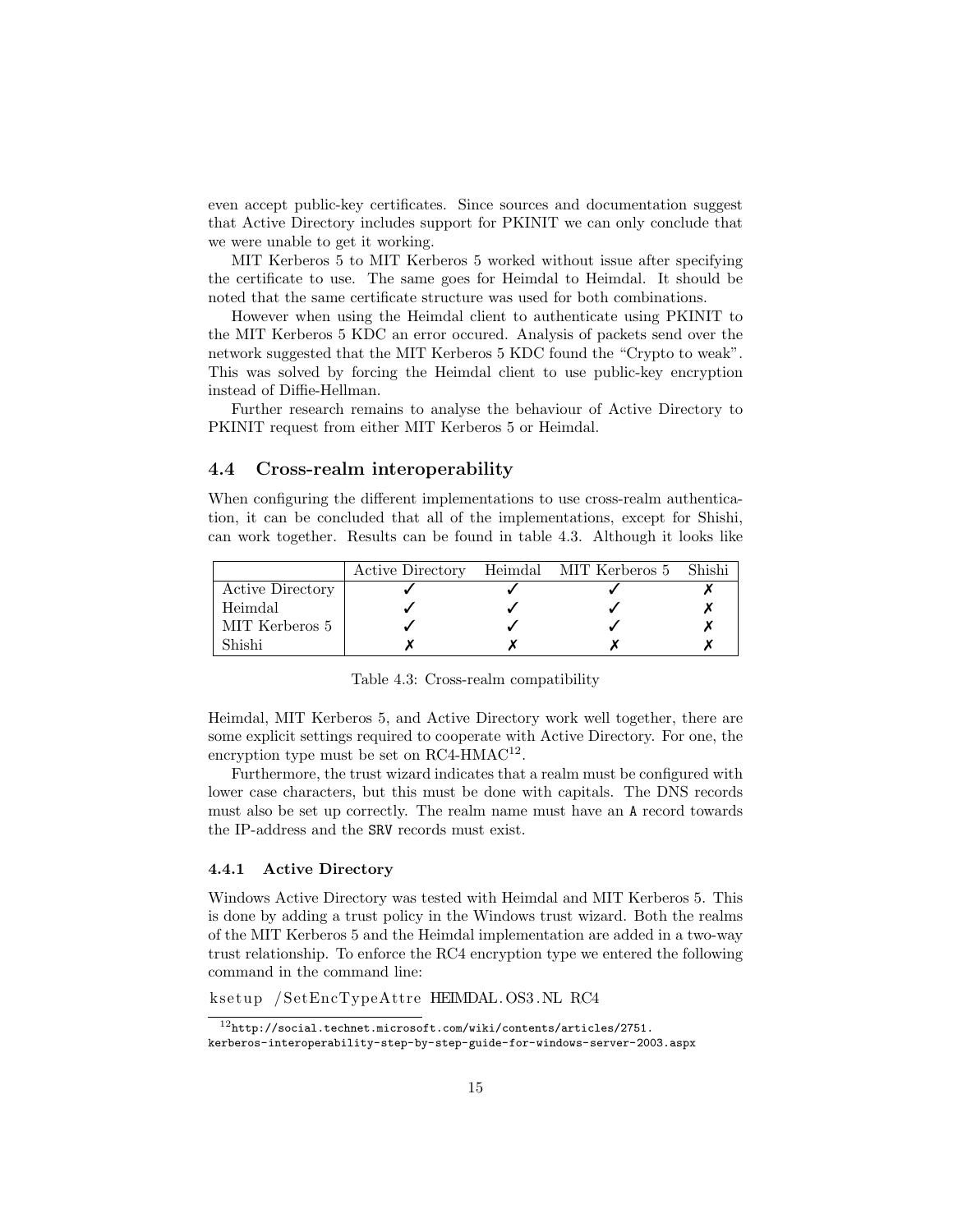even accept public-key certificates. Since sources and documentation suggest that Active Directory includes support for PKINIT we can only conclude that we were unable to get it working.

MIT Kerberos 5 to MIT Kerberos 5 worked without issue after specifying the certificate to use. The same goes for Heimdal to Heimdal. It should be noted that the same certificate structure was used for both combinations.

However when using the Heimdal client to authenticate using PKINIT to the MIT Kerberos 5 KDC an error occured. Analysis of packets send over the network suggested that the MIT Kerberos 5 KDC found the "Crypto to weak". This was solved by forcing the Heimdal client to use public-key encryption instead of Diffie-Hellman.

Further research remains to analyse the behaviour of Active Directory to PKINIT request from either MIT Kerberos 5 or Heimdal.

## 4.4 Cross-realm interoperability

When configuring the different implementations to use cross-realm authentication, it can be concluded that all of the implementations, except for Shishi, can work together. Results can be found in table 4.3. Although it looks like

| | Active Directory | Heimdal | MIT Kerberos 5 | Shishi |
|---|---|---|---|---|
| Active Directory | ✓ | ✓ | ✓ | ✗ |
| Heimdal | ✓ | ✓ | ✓ | ✗ |
| MIT Kerberos 5 | ✓ | ✓ | ✓ | ✗ |
| Shishi | ✗ | ✗ | ✗ | ✗ |

Table 4.3: Cross-realm compatibility

Heimdal, MIT Kerberos 5, and Active Directory work well together, there are some explicit settings required to cooperate with Active Directory. For one, the encryption type must be set on RC4-HMAC[12].

Furthermore, the trust wizard indicates that a realm must be configured with lower case characters, but this must be done with capitals. The DNS records must also be set up correctly. The realm name must have an `A` record towards the IP-address and the `SRV` records must exist.

### 4.4.1 Active Directory

Windows Active Directory was tested with Heimdal and MIT Kerberos 5. This is done by adding a trust policy in the Windows trust wizard. Both the realms of the MIT Kerberos 5 and the Heimdal implementation are added in a two-way trust relationship. To enforce the RC4 encryption type we entered the following command in the command line:

```
ksetup /SetEncTypeAttre HEIMDAL.OS3.NL RC4
```

[12] http://social.technet.microsoft.com/wiki/contents/articles/2751.kerberos-interoperability-step-by-step-guide-for-windows-server-2003.aspx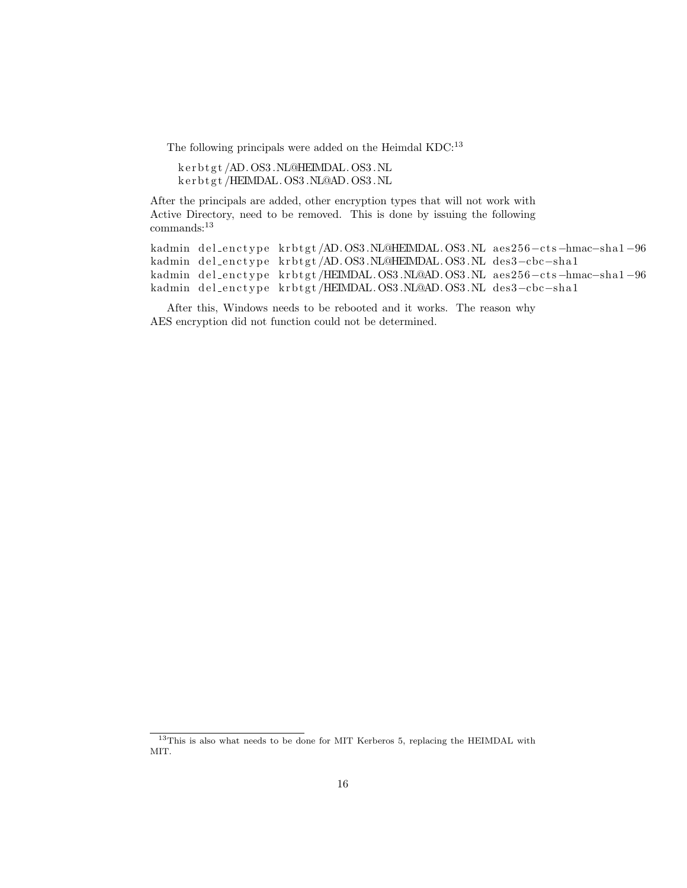The following principals were added on the Heimdal KDC:[13]

```
krbtgt/AD.OS3.NL@HEIMDAL.OS3.NL
krbtgt/HEIMDAL.OS3.NL@AD.OS3.NL
```

After the principals are added, other encryption types that will not work with Active Directory, need to be removed. This is done by issuing the following commands:[13]

```
kadmin del_enctype krbtgt/AD.OS3.NL@HEIMDAL.OS3.NL aes256-cts-hmac-sha1-96
kadmin del_enctype krbtgt/AD.OS3.NL@HEIMDAL.OS3.NL des3-cbc-sha1
kadmin del_enctype krbtgt/HEIMDAL.OS3.NL@AD.OS3.NL aes256-cts-hmac-sha1-96
kadmin del_enctype krbtgt/HEIMDAL.OS3.NL@AD.OS3.NL des3-cbc-sha1
```

After this, Windows needs to be rebooted and it works. The reason why AES encryption did not function could not be determined.

[13] This is also what needs to be done for MIT Kerberos 5, replacing the HEIMDAL with MIT.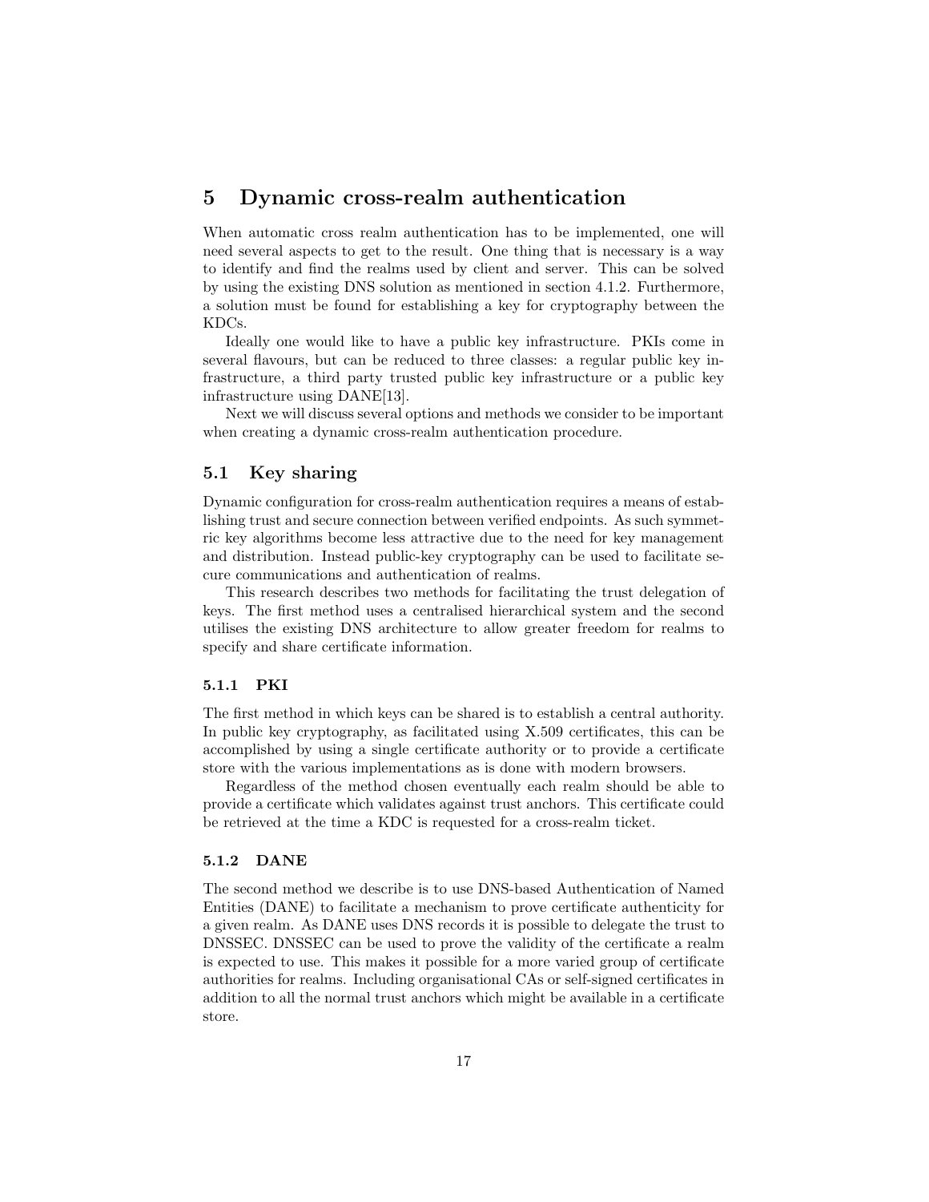# 5 Dynamic cross-realm authentication

When automatic cross realm authentication has to be implemented, one will need several aspects to get to the result. One thing that is necessary is a way to identify and find the realms used by client and server. This can be solved by using the existing DNS solution as mentioned in section 4.1.2. Furthermore, a solution must be found for establishing a key for cryptography between the KDCs.

Ideally one would like to have a public key infrastructure. PKIs come in several flavours, but can be reduced to three classes: a regular public key infrastructure, a third party trusted public key infrastructure or a public key infrastructure using DANE[13].

Next we will discuss several options and methods we consider to be important when creating a dynamic cross-realm authentication procedure.

## 5.1 Key sharing

Dynamic configuration for cross-realm authentication requires a means of establishing trust and secure connection between verified endpoints. As such symmetric key algorithms become less attractive due to the need for key management and distribution. Instead public-key cryptography can be used to facilitate secure communications and authentication of realms.

This research describes two methods for facilitating the trust delegation of keys. The first method uses a centralised hierarchical system and the second utilises the existing DNS architecture to allow greater freedom for realms to specify and share certificate information.

### 5.1.1 PKI

The first method in which keys can be shared is to establish a central authority. In public key cryptography, as facilitated using X.509 certificates, this can be accomplished by using a single certificate authority or to provide a certificate store with the various implementations as is done with modern browsers.

Regardless of the method chosen eventually each realm should be able to provide a certificate which validates against trust anchors. This certificate could be retrieved at the time a KDC is requested for a cross-realm ticket.

### 5.1.2 DANE

The second method we describe is to use DNS-based Authentication of Named Entities (DANE) to facilitate a mechanism to prove certificate authenticity for a given realm. As DANE uses DNS records it is possible to delegate the trust to DNSSEC. DNSSEC can be used to prove the validity of the certificate a realm is expected to use. This makes it possible for a more varied group of certificate authorities for realms. Including organisational CAs or self-signed certificates in addition to all the normal trust anchors which might be available in a certificate store.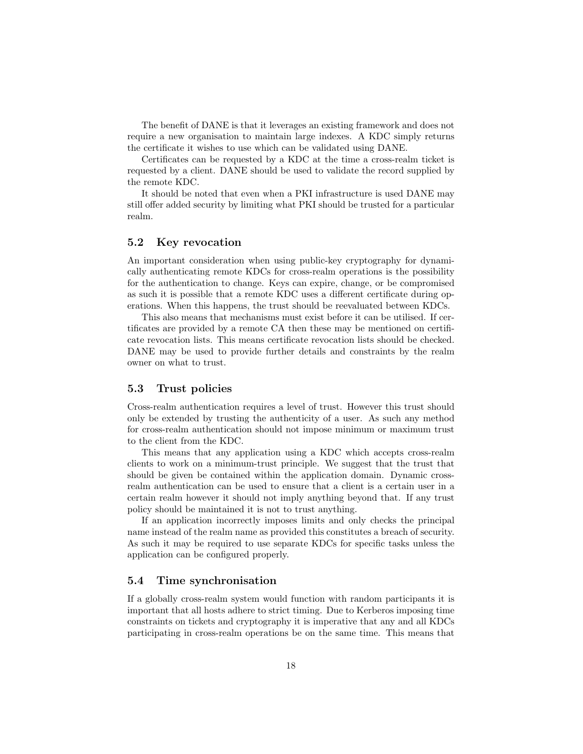The benefit of DANE is that it leverages an existing framework and does not require a new organisation to maintain large indexes. A KDC simply returns the certificate it wishes to use which can be validated using DANE.

Certificates can be requested by a KDC at the time a cross-realm ticket is requested by a client. DANE should be used to validate the record supplied by the remote KDC.

It should be noted that even when a PKI infrastructure is used DANE may still offer added security by limiting what PKI should be trusted for a particular realm.

## 5.2 Key revocation

An important consideration when using public-key cryptography for dynamically authenticating remote KDCs for cross-realm operations is the possibility for the authentication to change. Keys can expire, change, or be compromised as such it is possible that a remote KDC uses a different certificate during operations. When this happens, the trust should be reevaluated between KDCs.

This also means that mechanisms must exist before it can be utilised. If certificates are provided by a remote CA then these may be mentioned on certificate revocation lists. This means certificate revocation lists should be checked. DANE may be used to provide further details and constraints by the realm owner on what to trust.

## 5.3 Trust policies

Cross-realm authentication requires a level of trust. However this trust should only be extended by trusting the authenticity of a user. As such any method for cross-realm authentication should not impose minimum or maximum trust to the client from the KDC.

This means that any application using a KDC which accepts cross-realm clients to work on a minimum-trust principle. We suggest that the trust that should be given be contained within the application domain. Dynamic cross-realm authentication can be used to ensure that a client is a certain user in a certain realm however it should not imply anything beyond that. If any trust policy should be maintained it is not to trust anything.

If an application incorrectly imposes limits and only checks the principal name instead of the realm name as provided this constitutes a breach of security. As such it may be required to use separate KDCs for specific tasks unless the application can be configured properly.

## 5.4 Time synchronisation

If a globally cross-realm system would function with random participants it is important that all hosts adhere to strict timing. Due to Kerberos imposing time constraints on tickets and cryptography it is imperative that any and all KDCs participating in cross-realm operations be on the same time. This means that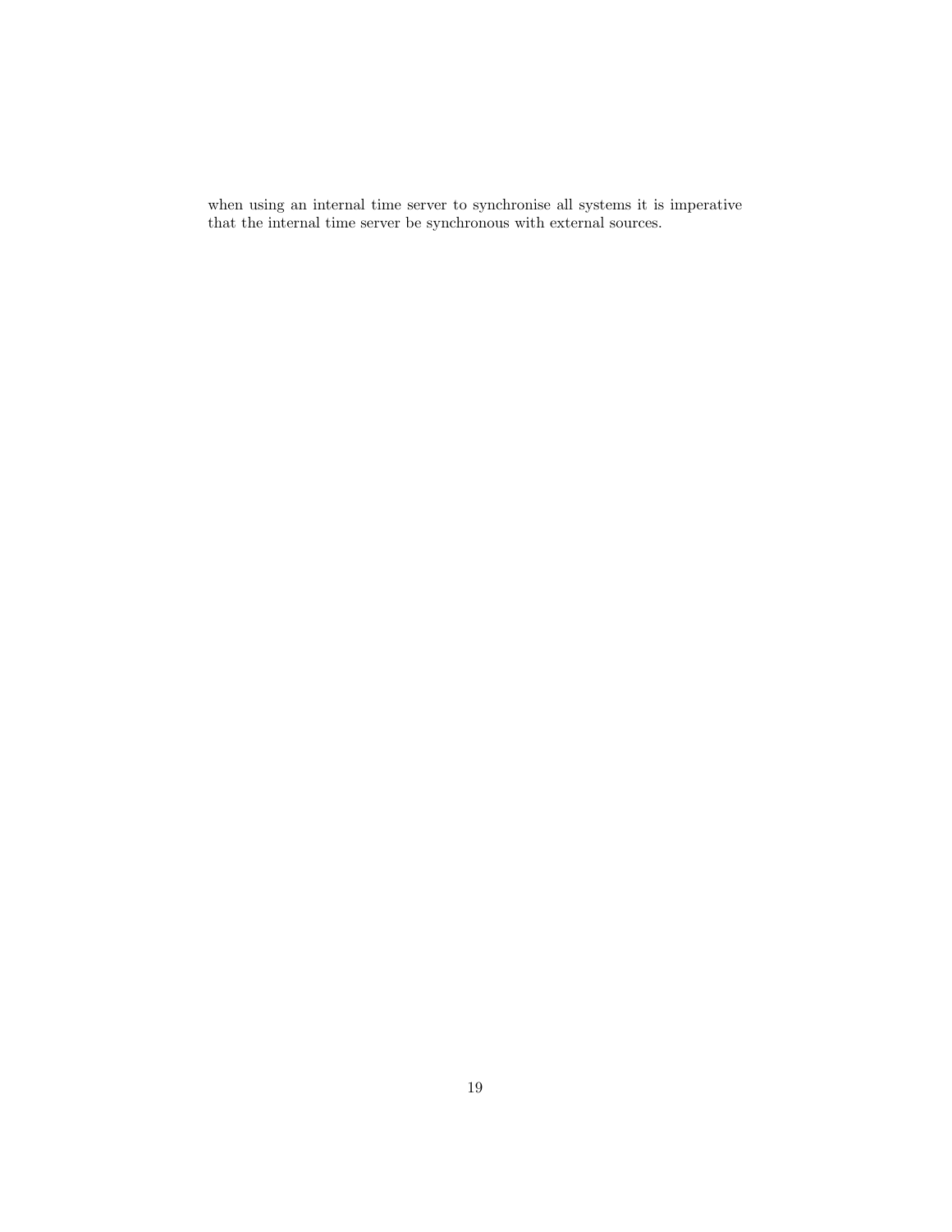when using an internal time server to synchronise all systems it is imperative that the internal time server be synchronous with external sources.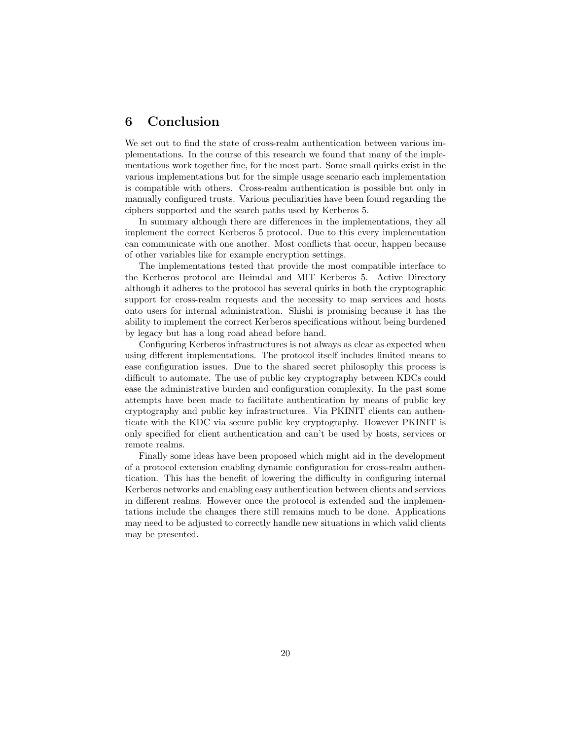# 6 Conclusion

We set out to find the state of cross-realm authentication between various implementations. In the course of this research we found that many of the implementations work together fine, for the most part. Some small quirks exist in the various implementations but for the simple usage scenario each implementation is compatible with others. Cross-realm authentication is possible but only in manually configured trusts. Various peculiarities have been found regarding the ciphers supported and the search paths used by Kerberos 5.

In summary although there are differences in the implementations, they all implement the correct Kerberos 5 protocol. Due to this every implementation can communicate with one another. Most conflicts that occur, happen because of other variables like for example encryption settings.

The implementations tested that provide the most compatible interface to the Kerberos protocol are Heimdal and MIT Kerberos 5. Active Directory although it adheres to the protocol has several quirks in both the cryptographic support for cross-realm requests and the necessity to map services and hosts onto users for internal administration. Shishi is promising because it has the ability to implement the correct Kerberos specifications without being burdened by legacy but has a long road ahead before hand.

Configuring Kerberos infrastructures is not always as clear as expected when using different implementations. The protocol itself includes limited means to ease configuration issues. Due to the shared secret philosophy this process is difficult to automate. The use of public key cryptography between KDCs could ease the administrative burden and configuration complexity. In the past some attempts have been made to facilitate authentication by means of public key cryptography and public key infrastructures. Via PKINIT clients can authenticate with the KDC via secure public key cryptography. However PKINIT is only specified for client authentication and can't be used by hosts, services or remote realms.

Finally some ideas have been proposed which might aid in the development of a protocol extension enabling dynamic configuration for cross-realm authentication. This has the benefit of lowering the difficulty in configuring internal Kerberos networks and enabling easy authentication between clients and services in different realms. However once the protocol is extended and the implementations include the changes there still remains much to be done. Applications may need to be adjusted to correctly handle new situations in which valid clients may be presented.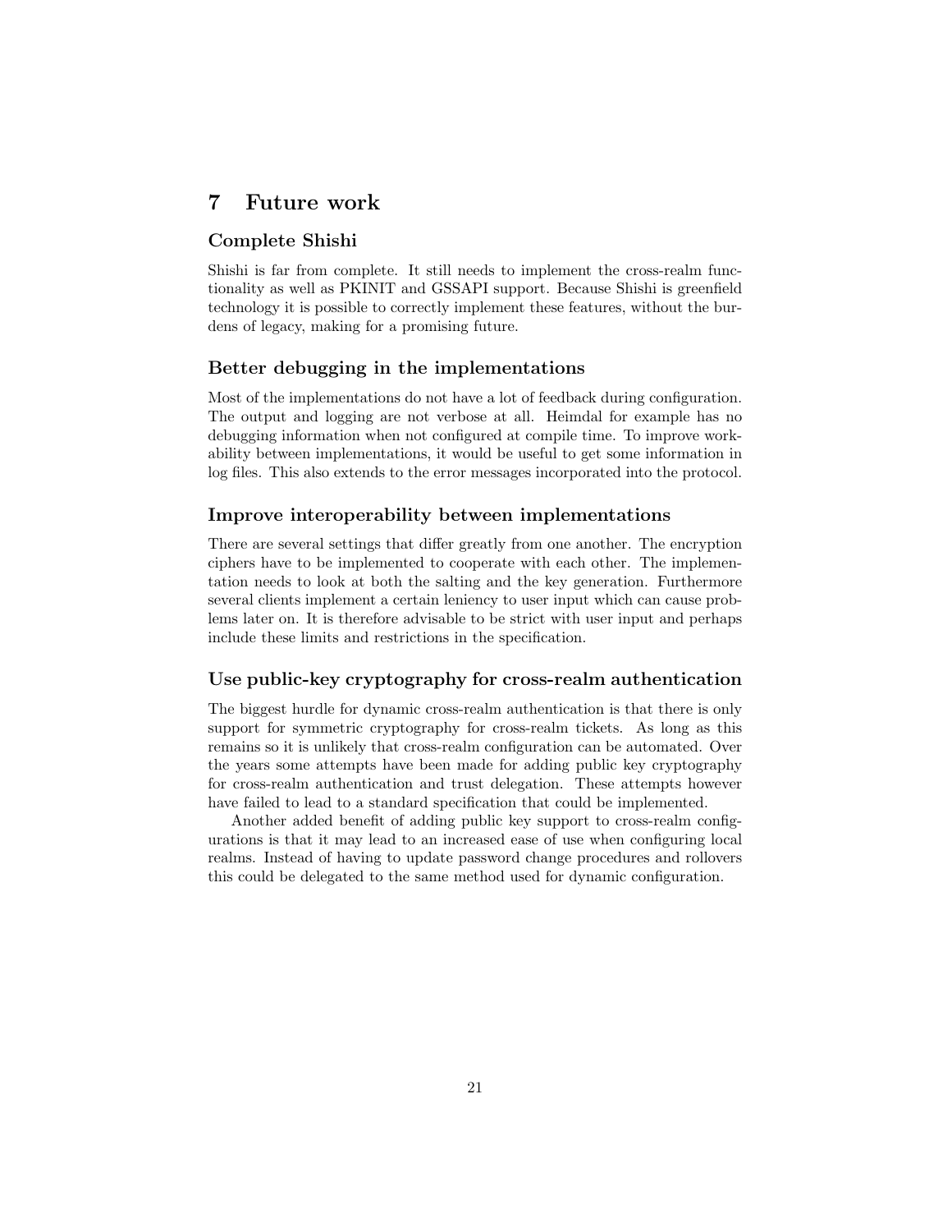# 7 Future work

### Complete Shishi

Shishi is far from complete. It still needs to implement the cross-realm functionality as well as PKINIT and GSSAPI support. Because Shishi is greenfield technology it is possible to correctly implement these features, without the burdens of legacy, making for a promising future.

### Better debugging in the implementations

Most of the implementations do not have a lot of feedback during configuration. The output and logging are not verbose at all. Heimdal for example has no debugging information when not configured at compile time. To improve workability between implementations, it would be useful to get some information in log files. This also extends to the error messages incorporated into the protocol.

### Improve interoperability between implementations

There are several settings that differ greatly from one another. The encryption ciphers have to be implemented to cooperate with each other. The implementation needs to look at both the salting and the key generation. Furthermore several clients implement a certain leniency to user input which can cause problems later on. It is therefore advisable to be strict with user input and perhaps include these limits and restrictions in the specification.

### Use public-key cryptography for cross-realm authentication

The biggest hurdle for dynamic cross-realm authentication is that there is only support for symmetric cryptography for cross-realm tickets. As long as this remains so it is unlikely that cross-realm configuration can be automated. Over the years some attempts have been made for adding public key cryptography for cross-realm authentication and trust delegation. These attempts however have failed to lead to a standard specification that could be implemented.

Another added benefit of adding public key support to cross-realm configurations is that it may lead to an increased ease of use when configuring local realms. Instead of having to update password change procedures and rollovers this could be delegated to the same method used for dynamic configuration.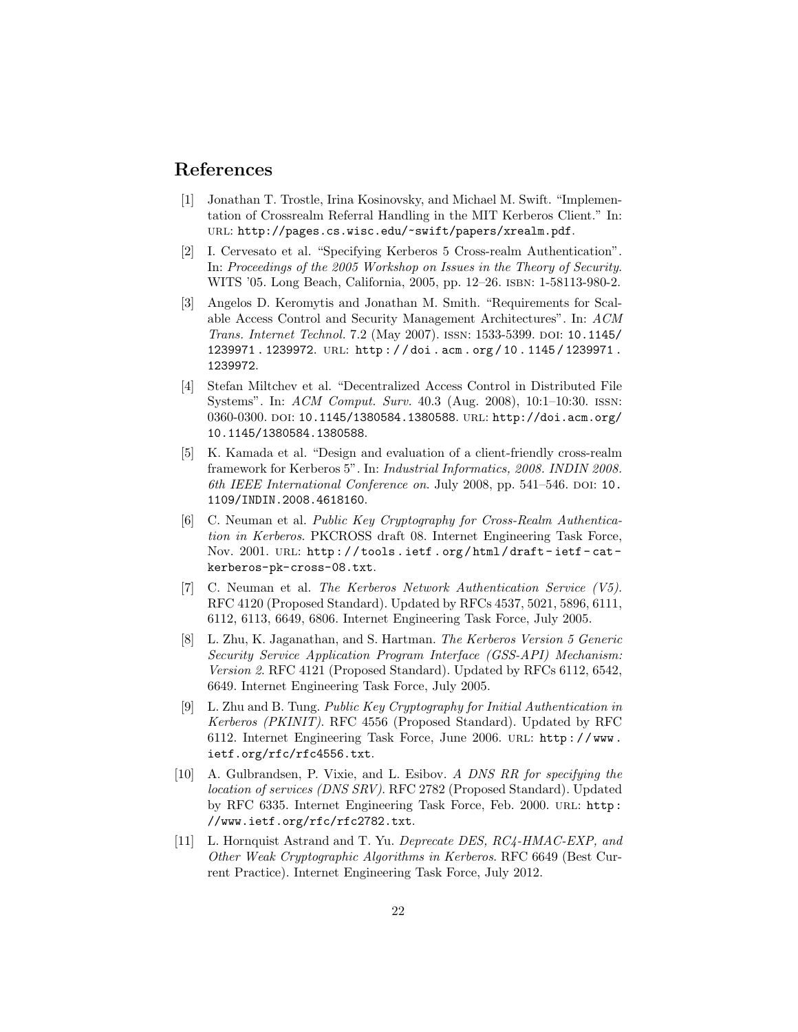## References

[1] Jonathan T. Trostle, Irina Kosinovsky, and Michael M. Swift. "Implementation of Crossrealm Referral Handling in the MIT Kerberos Client." In: URL: http://pages.cs.wisc.edu/~swift/papers/xrealm.pdf.

[2] I. Cervesato et al. "Specifying Kerberos 5 Cross-realm Authentication". In: *Proceedings of the 2005 Workshop on Issues in the Theory of Security*. WITS '05. Long Beach, California, 2005, pp. 12–26. ISBN: 1-58113-980-2.

[3] Angelos D. Keromytis and Jonathan M. Smith. "Requirements for Scalable Access Control and Security Management Architectures". In: *ACM Trans. Internet Technol.* 7.2 (May 2007). ISSN: 1533-5399. DOI: 10.1145/1239971.1239972. URL: http://doi.acm.org/10.1145/1239971.1239972.

[4] Stefan Miltchev et al. "Decentralized Access Control in Distributed File Systems". In: *ACM Comput. Surv.* 40.3 (Aug. 2008), 10:1–10:30. ISSN: 0360-0300. DOI: 10.1145/1380584.1380588. URL: http://doi.acm.org/10.1145/1380584.1380588.

[5] K. Kamada et al. "Design and evaluation of a client-friendly cross-realm framework for Kerberos 5". In: *Industrial Informatics, 2008. INDIN 2008. 6th IEEE International Conference on*. July 2008, pp. 541–546. DOI: 10.1109/INDIN.2008.4618160.

[6] C. Neuman et al. *Public Key Cryptography for Cross-Realm Authentication in Kerberos*. PKCROSS draft 08. Internet Engineering Task Force, Nov. 2001. URL: http://tools.ietf.org/html/draft-ietf-cat-kerberos-pk-cross-08.txt.

[7] C. Neuman et al. *The Kerberos Network Authentication Service (V5)*. RFC 4120 (Proposed Standard). Updated by RFCs 4537, 5021, 5896, 6111, 6112, 6113, 6649, 6806. Internet Engineering Task Force, July 2005.

[8] L. Zhu, K. Jaganathan, and S. Hartman. *The Kerberos Version 5 Generic Security Service Application Program Interface (GSS-API) Mechanism: Version 2*. RFC 4121 (Proposed Standard). Updated by RFCs 6112, 6542, 6649. Internet Engineering Task Force, July 2005.

[9] L. Zhu and B. Tung. *Public Key Cryptography for Initial Authentication in Kerberos (PKINIT)*. RFC 4556 (Proposed Standard). Updated by RFC 6112. Internet Engineering Task Force, June 2006. URL: http://www.ietf.org/rfc/rfc4556.txt.

[10] A. Gulbrandsen, P. Vixie, and L. Esibov. *A DNS RR for specifying the location of services (DNS SRV)*. RFC 2782 (Proposed Standard). Updated by RFC 6335. Internet Engineering Task Force, Feb. 2000. URL: http://www.ietf.org/rfc/rfc2782.txt.

[11] L. Hornquist Astrand and T. Yu. *Deprecate DES, RC4-HMAC-EXP, and Other Weak Cryptographic Algorithms in Kerberos*. RFC 6649 (Best Current Practice). Internet Engineering Task Force, July 2012.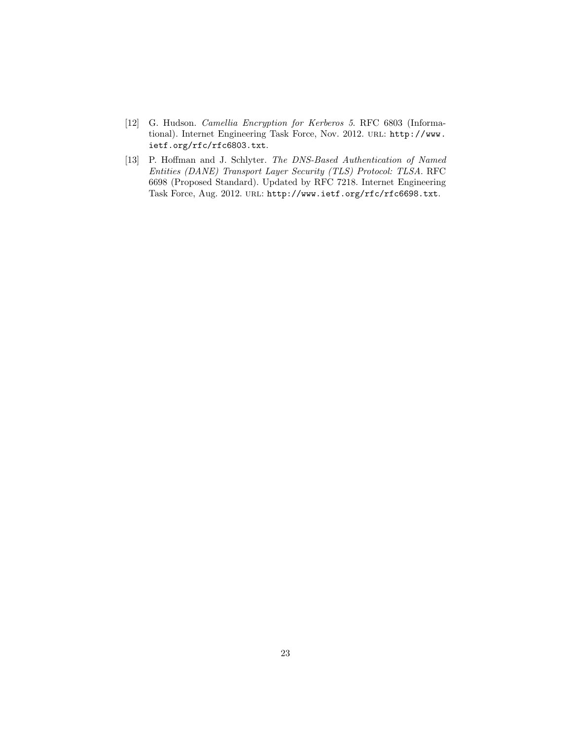[12] G. Hudson. *Camellia Encryption for Kerberos 5*. RFC 6803 (Informational). Internet Engineering Task Force, Nov. 2012. URL: http://www.ietf.org/rfc/rfc6803.txt.

[13] P. Hoffman and J. Schlyter. *The DNS-Based Authentication of Named Entities (DANE) Transport Layer Security (TLS) Protocol: TLSA*. RFC 6698 (Proposed Standard). Updated by RFC 7218. Internet Engineering Task Force, Aug. 2012. URL: http://www.ietf.org/rfc/rfc6698.txt.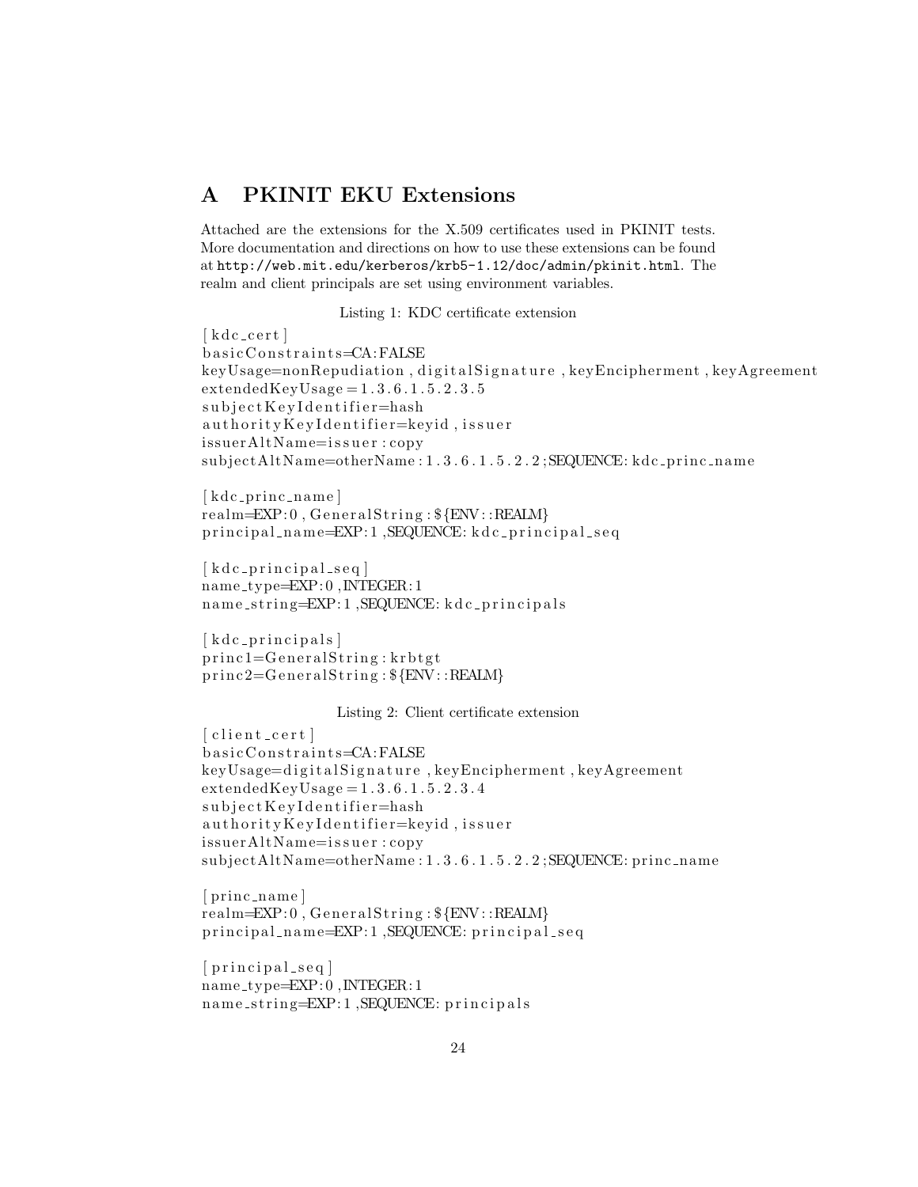# A PKINIT EKU Extensions

Attached are the extensions for the X.509 certificates used in PKINIT tests. More documentation and directions on how to use these extensions can be found at http://web.mit.edu/kerberos/krb5-1.12/doc/admin/pkinit.html. The realm and client principals are set using environment variables.

Listing 1: KDC certificate extension

```
[kdc_cert]
basicConstraints=CA:FALSE
keyUsage=nonRepudiation,digitalSignature,keyEncipherment,keyAgreement
extendedKeyUsage=1.3.6.1.5.2.3.5
subjectKeyIdentifier=hash
authorityKeyIdentifier=keyid,issuer
issuerAltName=issuer:copy
subjectAltName=otherName:1.3.6.1.5.2.2;SEQUENCE:kdc_princ_name

[kdc_princ_name]
realm=EXP:0,GeneralString:${ENV::REALM}
principal_name=EXP:1,SEQUENCE:kdc_principal_seq

[kdc_principal_seq]
name_type=EXP:0,INTEGER:1
name_string=EXP:1,SEQUENCE:kdc_principals

[kdc_principals]
princ1=GeneralString:krbtgt
princ2=GeneralString:${ENV::REALM}
```

Listing 2: Client certificate extension

```
[client_cert]
basicConstraints=CA:FALSE
keyUsage=digitalSignature,keyEncipherment,keyAgreement
extendedKeyUsage=1.3.6.1.5.2.3.4
subjectKeyIdentifier=hash
authorityKeyIdentifier=keyid,issuer
issuerAltName=issuer:copy
subjectAltName=otherName:1.3.6.1.5.2.2;SEQUENCE:princ_name

[princ_name]
realm=EXP:0,GeneralString:${ENV::REALM}
principal_name=EXP:1,SEQUENCE:principal_seq

[principal_seq]
name_type=EXP:0,INTEGER:1
name_string=EXP:1,SEQUENCE:principals
```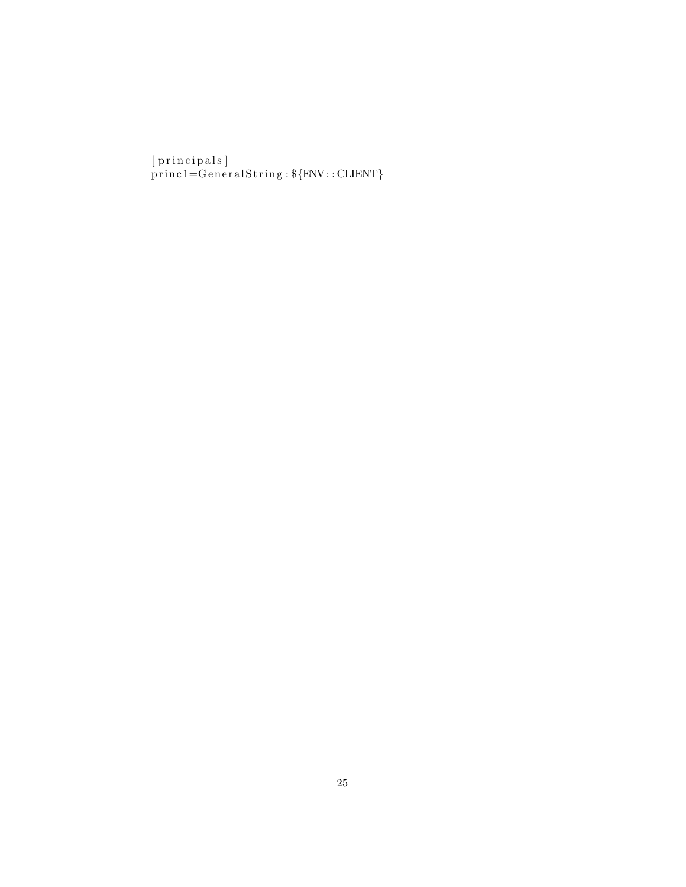```
[principals]
princ1=GeneralString:${ENV::CLIENT}
```